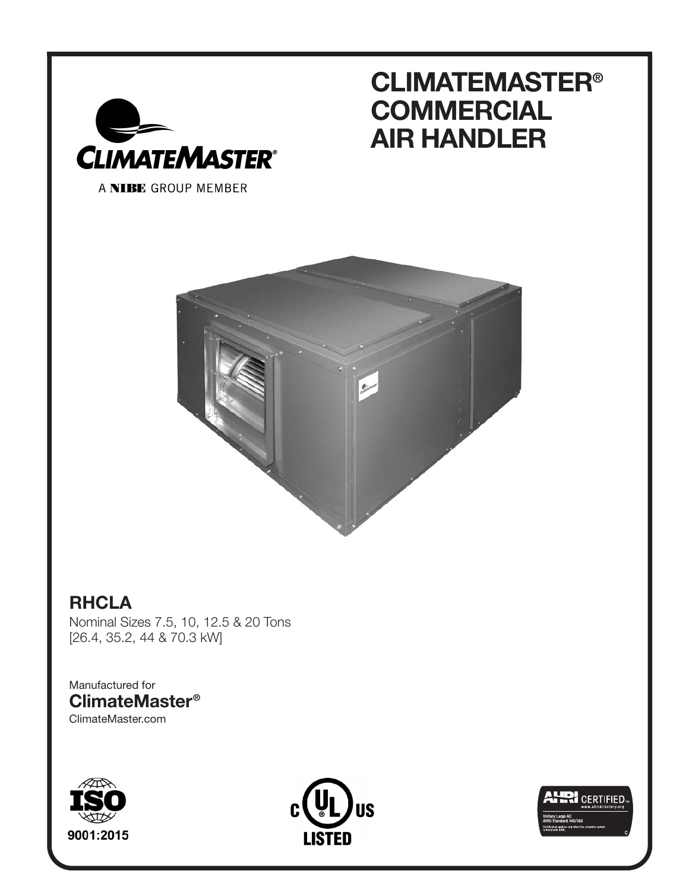# CLIMATEMASTER® COMMERCIAL AIR HANDLER

CLIMATEMASTER®

A NIBE GROUP MEMBER

## RHCLA

Nominal Sizes 7.5, 10, 12.5 & 20 Tons
[26.4, 35.2, 44 & 70.3 kW]

Manufactured for
**ClimateMaster®**
ClimateMaster.com

ISO 9001:2015

c UL us LISTED

AHRI CERTIFIED™ www.ahridirectory.org
Unitary Large AC
AHRI Standard 340/360
Certification applies only when the complete system is listed with AHRI.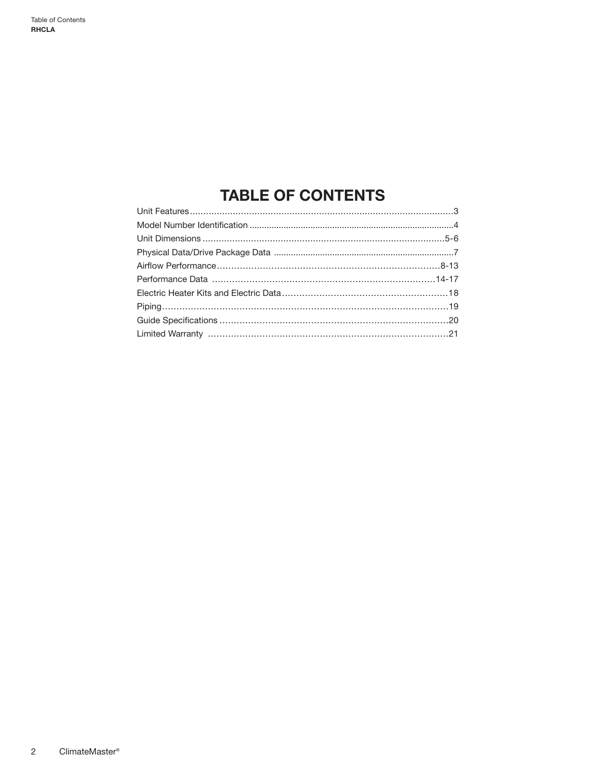# TABLE OF CONTENTS

| Section | Page |
|---|---|
| Unit Features | 3 |
| Model Number Identification | 4 |
| Unit Dimensions | 5-6 |
| Physical Data/Drive Package Data | 7 |
| Airflow Performance | 8-13 |
| Performance Data | 14-17 |
| Electric Heater Kits and Electric Data | 18 |
| Piping | 19 |
| Guide Specifications | 20 |
| Limited Warranty | 21 |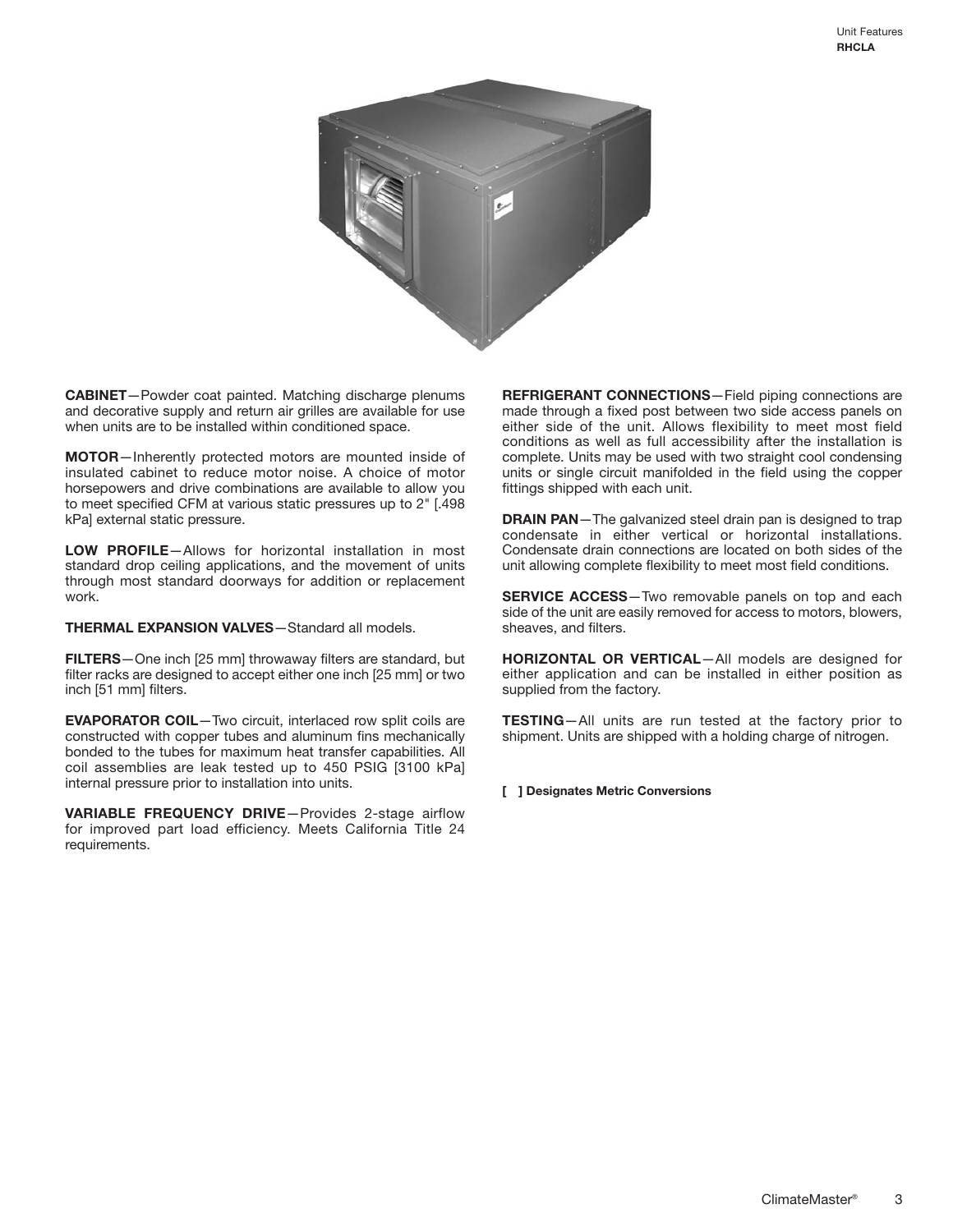**CABINET**—Powder coat painted. Matching discharge plenums and decorative supply and return air grilles are available for use when units are to be installed within conditioned space.

**MOTOR**—Inherently protected motors are mounted inside of insulated cabinet to reduce motor noise. A choice of motor horsepowers and drive combinations are available to allow you to meet specified CFM at various static pressures up to 2" [.498 kPa] external static pressure.

**LOW PROFILE**—Allows for horizontal installation in most standard drop ceiling applications, and the movement of units through most standard doorways for addition or replacement work.

**THERMAL EXPANSION VALVES**—Standard all models.

**FILTERS**—One inch [25 mm] throwaway filters are standard, but filter racks are designed to accept either one inch [25 mm] or two inch [51 mm] filters.

**EVAPORATOR COIL**—Two circuit, interlaced row split coils are constructed with copper tubes and aluminum fins mechanically bonded to the tubes for maximum heat transfer capabilities. All coil assemblies are leak tested up to 450 PSIG [3100 kPa] internal pressure prior to installation into units.

**VARIABLE FREQUENCY DRIVE**—Provides 2-stage airflow for improved part load efficiency. Meets California Title 24 requirements.

**REFRIGERANT CONNECTIONS**—Field piping connections are made through a fixed post between two side access panels on either side of the unit. Allows flexibility to meet most field conditions as well as full accessibility after the installation is complete. Units may be used with two straight cool condensing units or single circuit manifolded in the field using the copper fittings shipped with each unit.

**DRAIN PAN**—The galvanized steel drain pan is designed to trap condensate in either vertical or horizontal installations. Condensate drain connections are located on both sides of the unit allowing complete flexibility to meet most field conditions.

**SERVICE ACCESS**—Two removable panels on top and each side of the unit are easily removed for access to motors, blowers, sheaves, and filters.

**HORIZONTAL OR VERTICAL**—All models are designed for either application and can be installed in either position as supplied from the factory.

**TESTING**—All units are run tested at the factory prior to shipment. Units are shipped with a holding charge of nitrogen.

**[ ] Designates Metric Conversions**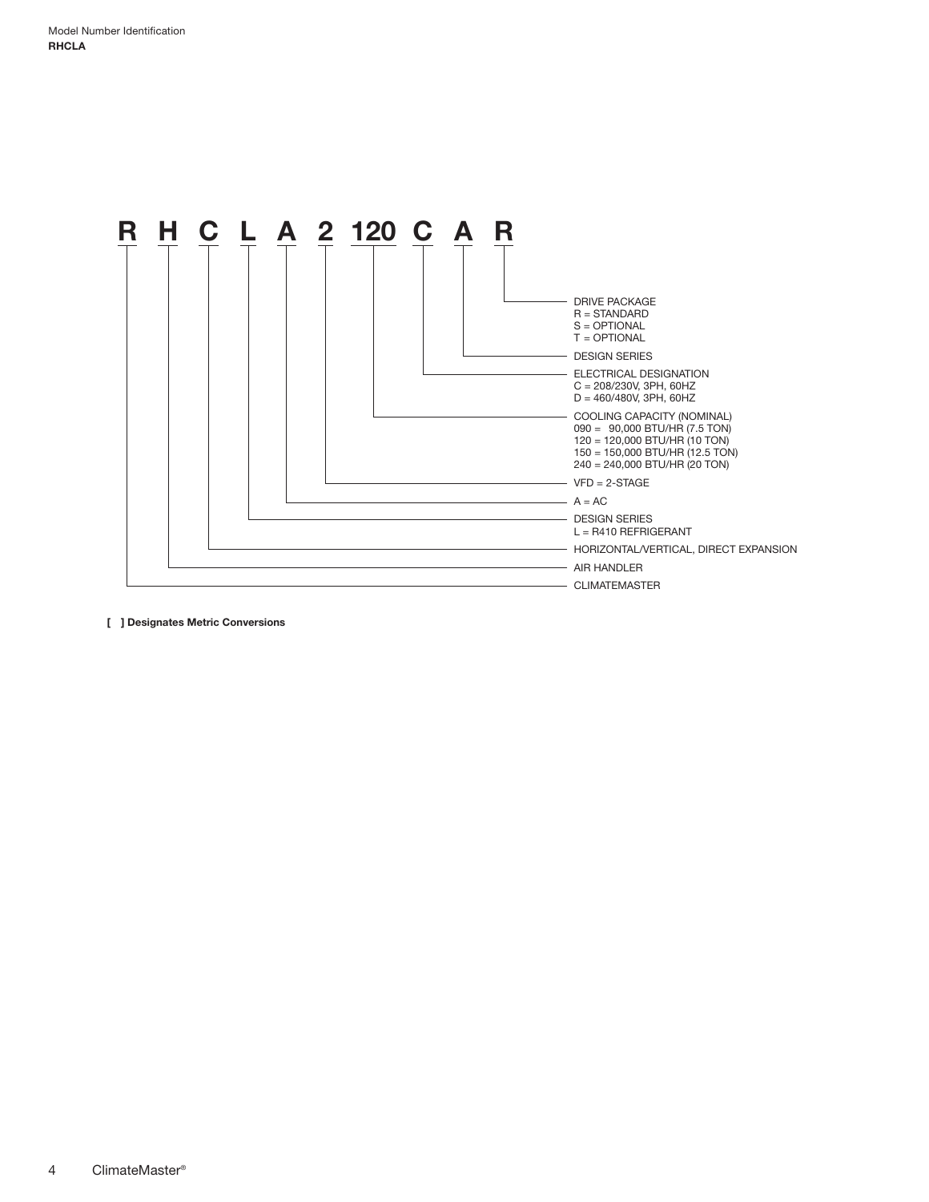Model Number Identification

**RHCLA**

**R H C L A 2 120 C A R**

| Position | Code | Description |
|---|---|---|
| 1 | R | CLIMATEMASTER |
| 2 | H | AIR HANDLER |
| 3 | C | HORIZONTAL/VERTICAL, DIRECT EXPANSION |
| 4 | L | DESIGN SERIES<br>L = R410 REFRIGERANT |
| 5 | A | A = AC |
| 6 | 2 | VFD = 2-STAGE |
| 7-9 | 120 | COOLING CAPACITY (NOMINAL)<br>090 = 90,000 BTU/HR (7.5 TON)<br>120 = 120,000 BTU/HR (10 TON)<br>150 = 150,000 BTU/HR (12.5 TON)<br>240 = 240,000 BTU/HR (20 TON) |
| 10 | C | ELECTRICAL DESIGNATION<br>C = 208/230V, 3PH, 60HZ<br>D = 460/480V, 3PH, 60HZ |
| 11 | A | DESIGN SERIES |
| 12 | R | DRIVE PACKAGE<br>R = STANDARD<br>S = OPTIONAL<br>T = OPTIONAL |

**[ ] Designates Metric Conversions**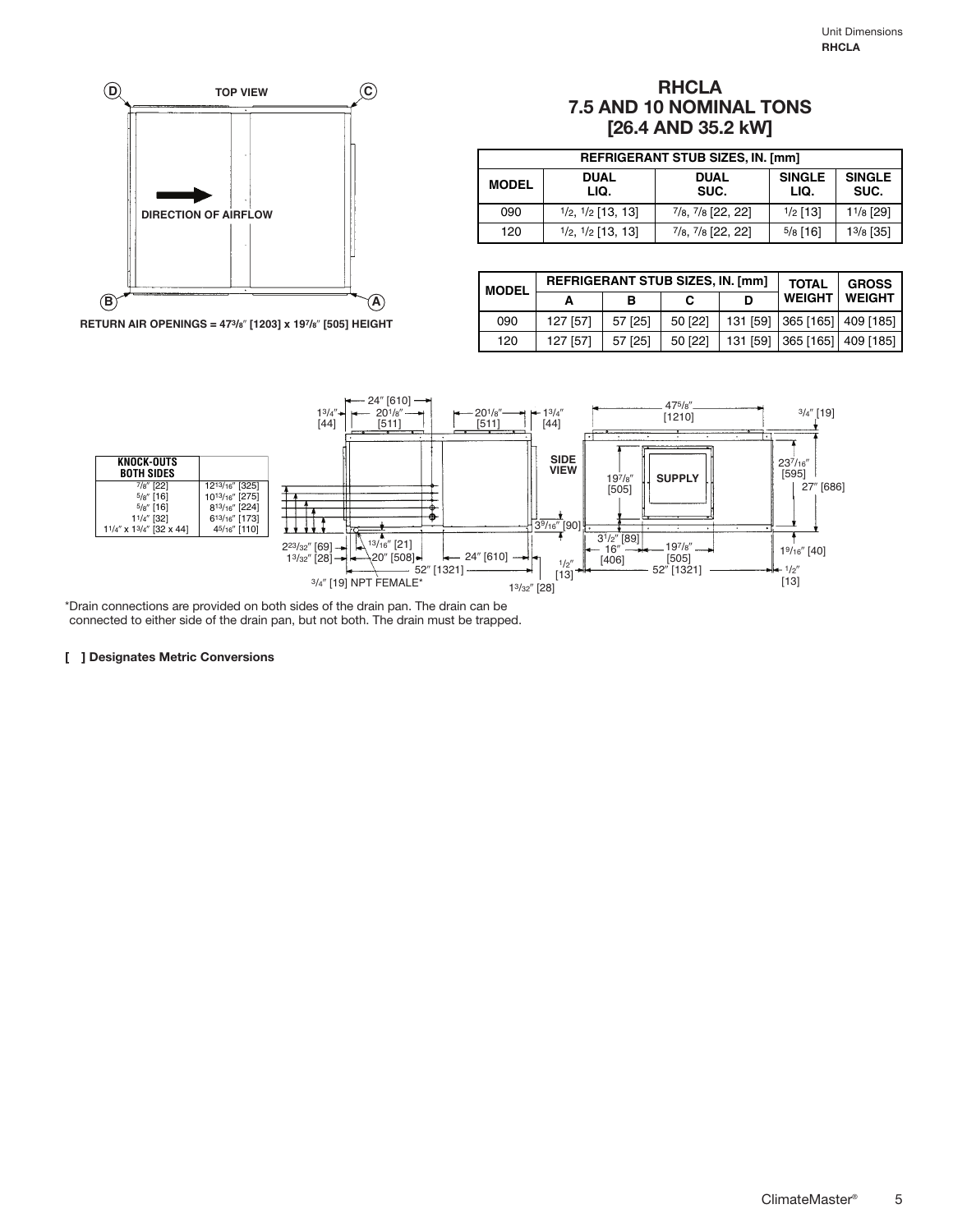## RHCLA
## 7.5 AND 10 NOMINAL TONS
## [26.4 AND 35.2 kW]

TOP VIEW

DIRECTION OF AIRFLOW

RETURN AIR OPENINGS = 47 3/8″ [1203] x 19 7/8″ [505] HEIGHT

| REFRIGERANT STUB SIZES, IN. [mm] | | | | |
|---|---|---|---|---|
| MODEL | DUAL LIQ. | DUAL SUC. | SINGLE LIQ. | SINGLE SUC. |
| 090 | 1/2, 1/2 [13, 13] | 7/8, 7/8 [22, 22] | 1/2 [13] | 1 1/8 [29] |
| 120 | 1/2, 1/2 [13, 13] | 7/8, 7/8 [22, 22] | 5/8 [16] | 1 3/8 [35] |

| MODEL | REFRIGERANT STUB SIZES, IN. [mm] | | | | TOTAL WEIGHT | GROSS WEIGHT |
|---|---|---|---|---|---|---|
| | A | B | C | D | | |
| 090 | 127 [57] | 57 [25] | 50 [22] | 131 [59] | 365 [165] | 409 [185] |
| 120 | 127 [57] | 57 [25] | 50 [22] | 131 [59] | 365 [165] | 409 [185] |

| KNOCK-OUTS BOTH SIDES | |
|---|---|
| 7/8″ [22] | 12 13/16″ [325] |
| 5/8″ [16] | 10 13/16″ [275] |
| 5/8″ [16] | 8 13/16″ [224] |
| 1 1/4″ [32] | 6 13/16″ [173] |
| 1 1/4″ x 1 3/4″ [32 x 44] | 4 5/16″ [110] |

SIDE VIEW

SUPPLY

3/4″ [19] NPT FEMALE*

*Drain connections are provided on both sides of the drain pan. The drain can be connected to either side of the drain pan, but not both. The drain must be trapped.

**[ ] Designates Metric Conversions**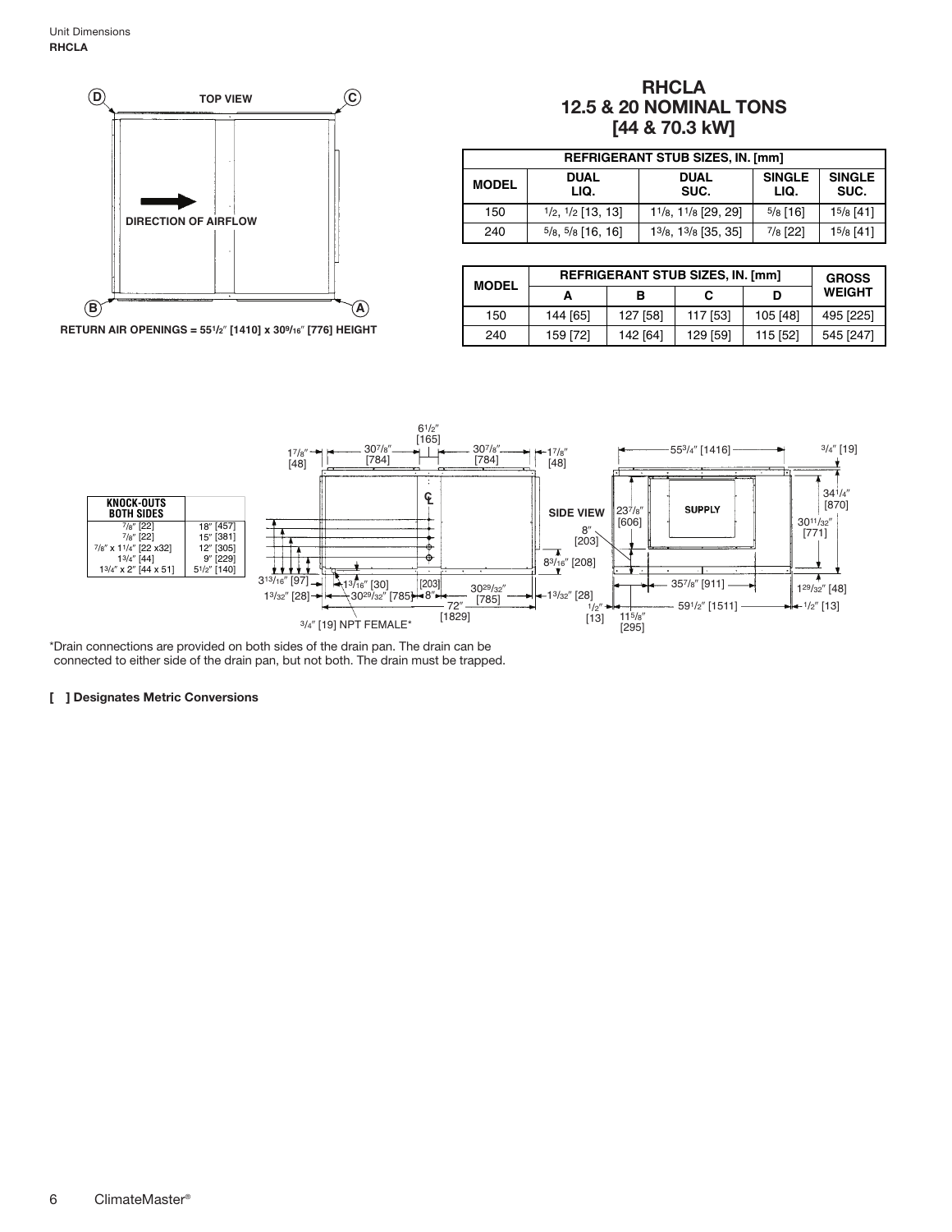# RHCLA 12.5 & 20 NOMINAL TONS [44 & 70.3 kW]

| REFRIGERANT STUB SIZES, IN. [mm] | | | | |
|---|---|---|---|---|
| MODEL | DUAL LIQ. | DUAL SUC. | SINGLE LIQ. | SINGLE SUC. |
| 150 | 1/2, 1/2 [13, 13] | 1 1/8, 1 1/8 [29, 29] | 5/8 [16] | 1 5/8 [41] |
| 240 | 5/8, 5/8 [16, 16] | 1 3/8, 1 3/8 [35, 35] | 7/8 [22] | 1 5/8 [41] |

| MODEL | REFRIGERANT STUB SIZES, IN. [mm] | | | | GROSS WEIGHT |
|---|---|---|---|---|---|
| | A | B | C | D | |
| 150 | 144 [65] | 127 [58] | 117 [53] | 105 [48] | 495 [225] |
| 240 | 159 [72] | 142 [64] | 129 [59] | 115 [52] | 545 [247] |

TOP VIEW

DIRECTION OF AIRFLOW

RETURN AIR OPENINGS = 55 1/2″ [1410] x 30 9/16″ [776] HEIGHT

| KNOCK-OUTS BOTH SIDES | |
|---|---|
| 7/8″ [22] | 18″ [457] |
| 7/8″ [22] | 15″ [381] |
| 7/8″ x 1 1/4″ [22 x32] | 12″ [305] |
| 1 3/4″ [44] | 9″ [229] |
| 1 3/4″ x 2″ [44 x 51] | 5 1/2″ [140] |

SIDE VIEW

SUPPLY

3/4″ [19] NPT FEMALE*

*Drain connections are provided on both sides of the drain pan. The drain can be connected to either side of the drain pan, but not both. The drain must be trapped.

**[ ] Designates Metric Conversions**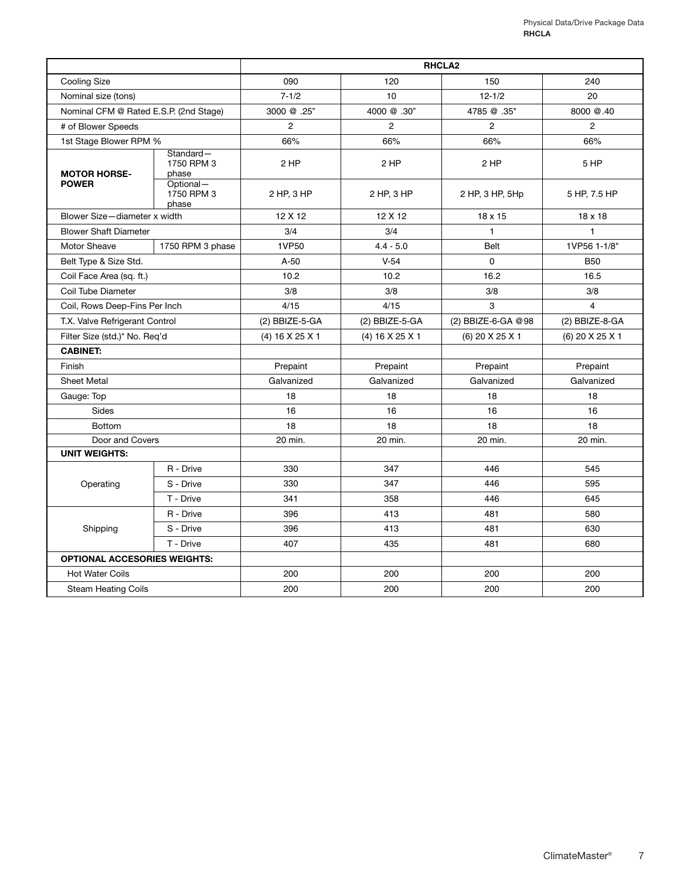| | | RHCLA2 | | | |
|---|---|---|---|---|---|
| Cooling Size | | 090 | 120 | 150 | 240 |
| Nominal size (tons) | | 7-1/2 | 10 | 12-1/2 | 20 |
| Nominal CFM @ Rated E.S.P. (2nd Stage) | | 3000 @ .25" | 4000 @ .30" | 4785 @ .35" | 8000 @.40 |
| # of Blower Speeds | | 2 | 2 | 2 | 2 |
| 1st Stage Blower RPM % | | 66% | 66% | 66% | 66% |
| **MOTOR HORSE-POWER** | Standard—1750 RPM 3 phase | 2 HP | 2 HP | 2 HP | 5 HP |
| | Optional—1750 RPM 3 phase | 2 HP, 3 HP | 2 HP, 3 HP | 2 HP, 3 HP, 5Hp | 5 HP, 7.5 HP |
| Blower Size—diameter x width | | 12 X 12 | 12 X 12 | 18 x 15 | 18 x 18 |
| Blower Shaft Diameter | | 3/4 | 3/4 | 1 | 1 |
| Motor Sheave | 1750 RPM 3 phase | 1VP50 | 4.4 - 5.0 | Belt | 1VP56 1-1/8" |
| Belt Type & Size Std. | | A-50 | V-54 | 0 | B50 |
| Coil Face Area (sq. ft.) | | 10.2 | 10.2 | 16.2 | 16.5 |
| Coil Tube Diameter | | 3/8 | 3/8 | 3/8 | 3/8 |
| Coil, Rows Deep-Fins Per Inch | | 4/15 | 4/15 | 3 | 4 |
| T.X. Valve Refrigerant Control | | (2) BBIZE-5-GA | (2) BBIZE-5-GA | (2) BBIZE-6-GA @98 | (2) BBIZE-8-GA |
| Filter Size (std.)* No. Req'd | | (4) 16 X 25 X 1 | (4) 16 X 25 X 1 | (6) 20 X 25 X 1 | (6) 20 X 25 X 1 |
| **CABINET:** | | | | | |
| Finish | | Prepaint | Prepaint | Prepaint | Prepaint |
| Sheet Metal | | Galvanized | Galvanized | Galvanized | Galvanized |
| Gauge: Top | | 18 | 18 | 18 | 18 |
| Sides | | 16 | 16 | 16 | 16 |
| Bottom | | 18 | 18 | 18 | 18 |
| Door and Covers | | 20 min. | 20 min. | 20 min. | 20 min. |
| **UNIT WEIGHTS:** | | | | | |
| Operating | R - Drive | 330 | 347 | 446 | 545 |
| | S - Drive | 330 | 347 | 446 | 595 |
| | T - Drive | 341 | 358 | 446 | 645 |
| Shipping | R - Drive | 396 | 413 | 481 | 580 |
| | S - Drive | 396 | 413 | 481 | 630 |
| | T - Drive | 407 | 435 | 481 | 680 |
| **OPTIONAL ACCESORIES WEIGHTS:** | | | | | |
| Hot Water Coils | | 200 | 200 | 200 | 200 |
| Steam Heating Coils | | 200 | 200 | 200 | 200 |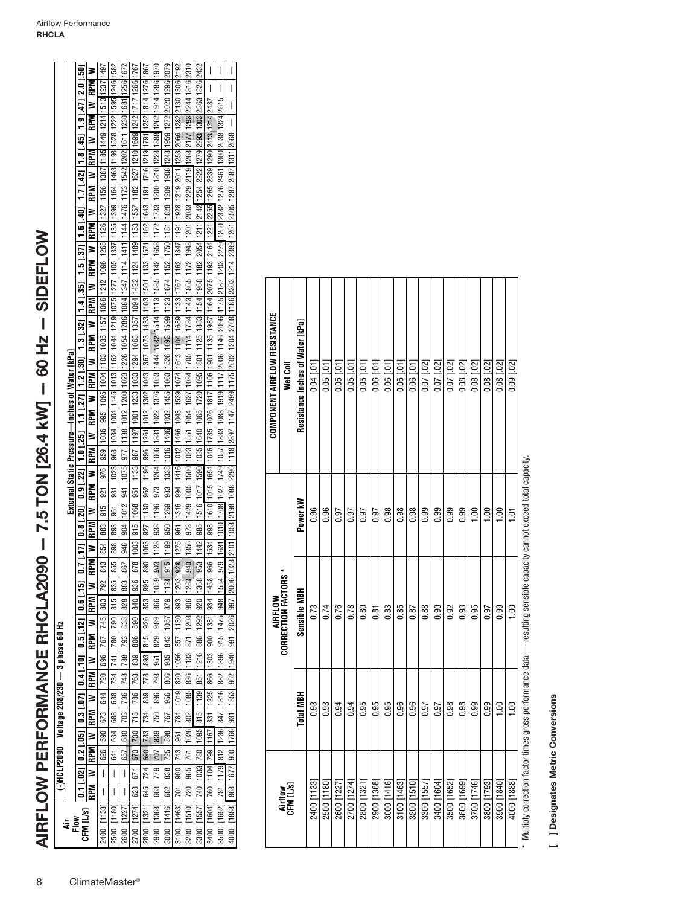# AIRFLOW PERFORMANCE RHCLA2090 — 7.5 TON [26.4 kW] — 60 Hz — SIDEFLOW

(-)HCLP2090 Voltage 208/230 — 3 phase 60 Hz

| Air Flow CFM [L/s] | External Static Pressure—Inches of Water [kPa] | | | | | | | | | | | | | | | | | | | | | | | | | | | | | | | | | | | | | | | |
|---|---|---|---|---|---|---|---|---|---|---|---|---|---|---|---|---|---|---|---|---|---|---|---|---|---|---|---|---|---|---|---|---|---|---|---|---|---|---|---|---|
| | 0.1 [.02] | | 0.2 [.05] | | 0.3 [.07] | | 0.4 [.10] | | 0.5 [.12] | | 0.6 [.15] | | 0.7 [.17] | | 0.8 [.20] | | 0.9 [.22] | | 1.0 [.25] | | 1.1 [.27] | | 1.2 [.30] | | 1.3 [.32] | | 1.4 [.35] | | 1.5 [.37] | | 1.6 [.40] | | 1.7 [.42] | | 1.8 [.45] | | 1.9 [.47] | | 2.0 [.50] | |
| | RPM | W | RPM | W | RPM | W | RPM | W | RPM | W | RPM | W | RPM | W | RPM | W | RPM | W | RPM | W | RPM | W | RPM | W | RPM | W | RPM | W | RPM | W | RPM | W | RPM | W | RPM | W | RPM | W | RPM | W |
| 2400 [1133] | — | — | 626 | 590 | 673 | 644 | 720 | 696 | 767 | 745 | 803 | 792 | 843 | 854 | 883 | 915 | 921 | 976 | 959 | 1036 | 995 | 1095 | 1004 | 1103 | 1035 | 1157 | 1066 | 1212 | 1096 | 1268 | 1126 | 1327 | 1156 | 1387 | 1185 | 1449 | 1214 | 1513 | 1237 | 1497 |
| 2500 [1180] | — | — | 641 | 634 | 688 | 688 | 734 | 741 | 780 | 790 | 815 | 835 | 855 | 898 | 893 | 961 | 931 | 1023 | 968 | 1084 | 1004 | 1145 | 1013 | 1162 | 1044 | 1219 | 1075 | 1277 | 1105 | 1337 | 1135 | 1399 | 1164 | 1463 | 1193 | 1528 | 1222 | 1595 | 1246 | 1582 |
| 2600 [1227] | — | — | 657 | 680 | 703 | 736 | 748 | 788 | 793 | 838 | 828 | 883 | 867 | 948 | 904 | 1012 | 941 | 1075 | 977 | 1138 | 1012 | 1200 | 1023 | 1226 | 1054 | 1286 | 1084 | 1347 | 1114 | 1411 | 1144 | 1476 | 1173 | 1542 | 1202 | 1611 | 1230 | 1681 | 1256 | 1672 |
| 2700 [1274] | 628 | 671 | 673 | 730 | 718 | 786 | 763 | 839 | 806 | 890 | 840 | 936 | 878 | 1003 | 915 | 1068 | 951 | 1133 | 987 | 1197 | 1001 | 1233 | 1033 | 1294 | 1063 | 1357 | 1094 | 1422 | 1124 | 1489 | 1153 | 1557 | 1182 | 1627 | 1210 | 1699 | 1242 | 1717 | 1266 | 1767 |
| 2800 [1321] | 645 | 724 | 690 | 783 | 734 | 839 | 778 | 893 | 815 | 926 | 853 | 995 | 890 | 1063 | 927 | 1130 | 962 | 1196 | 996 | 1261 | 1012 | 1302 | 1043 | 1367 | 1073 | 1433 | 1103 | 1501 | 1133 | 1571 | 1162 | 1643 | 1191 | 1716 | 1219 | 1791 | 1252 | 1814 | 1276 | 1867 |
| 2900 [1368] | 663 | 779 | 707 | 839 | 750 | 896 | 793 | 951 | 829 | 989 | 866 | 1059 | 903 | 1128 | 938 | 1196 | 973 | 1264 | 1006 | 1331 | 1022 | 1376 | 1053 | 1444 | 1083 | 1514 | 1113 | 1585 | 1142 | 1658 | 1172 | 1733 | 1200 | 1810 | 1228 | 1888 | 1262 | 1914 | 1286 | 1970 |
| 3000 [1416] | 682 | 838 | 725 | 898 | 767 | 956 | 806 | 985 | 843 | 1057 | 879 | 1128 | 915 | 1199 | 950 | 1269 | 983 | 1338 | 1016 | 1406 | 1032 | 1455 | 1063 | 1526 | 1093 | 1599 | 1123 | 1674 | 1152 | 1750 | 1181 | 1828 | 1209 | 1908 | 1248 | 1959 | 1272 | 2020 | 1296 | 2079 |
| 3100 [1463] | 701 | 900 | 743 | 961 | 784 | 1019 | 820 | 1056 | 857 | 1130 | 893 | 1203 | 928 | 1275 | 961 | 1346 | 994 | 1416 | 1012 | 1466 | 1043 | 1539 | 1074 | 1613 | 1104 | 1689 | 1133 | 1767 | 1162 | 1847 | 1191 | 1928 | 1219 | 2011 | 1258 | 2066 | 1282 | 2130 | 1306 | 2192 |
| 3200 [1510] | 720 | 965 | 761 | 1026 | 802 | 1085 | 836 | 1133 | 871 | 1208 | 906 | 1283 | 940 | 1356 | 973 | 1429 | 1005 | 1500 | 1023 | 1551 | 1054 | 1627 | 1084 | 1705 | 1114 | 1784 | 1143 | 1865 | 1172 | 1948 | 1201 | 2033 | 1229 | 2119 | 1268 | 2177 | 1293 | 2244 | 1316 | 2310 |
| 3300 [1557] | 740 | 1033 | 780 | 1095 | 815 | 1139 | 851 | 1216 | 886 | 1292 | 920 | 1368 | 953 | 1442 | 985 | 1516 | 1017 | 1590 | 1035 | 1640 | 1065 | 1720 | 1095 | 1801 | 1125 | 1883 | 1154 | 1968 | 1182 | 2054 | 1211 | 2142 | 1254 | 2222 | 1279 | 2293 | 1303 | 2363 | 1326 | 2432 |
| 3400 [1604] | 760 | 1104 | 799 | 1167 | 831 | 1225 | 866 | 1303 | 900 | 1381 | 934 | 1458 | 966 | 1534 | 998 | 1610 | 1015 | 1654 | 1046 | 1735 | 1076 | 1817 | 1106 | 1901 | 1135 | 1987 | 1164 | 2075 | 1193 | 2164 | 1221 | 2255 | 1265 | 2339 | 1290 | 2413 | 1314 | 2487 | — | — |
| 3500 [1652] | 781 | 1179 | 812 | 1236 | 847 | 1316 | 882 | 1396 | 915 | 1475 | 948 | 1554 | 979 | 1631 | 1010 | 1708 | 1027 | 1749 | 1057 | 1833 | 1088 | 1919 | 1117 | 2006 | 1146 | 2096 | 1175 | 2187 | 1203 | 2279 | 1250 | 2382 | 1276 | 2461 | 1300 | 2538 | 1324 | 2615 | — | — |
| 4000 [1888] | 868 | 1677 | 900 | 1766 | 931 | 1853 | 962 | 1940 | 991 | 2026 | 997 | 2006 | 1028 | 2101 | 1058 | 2198 | 1088 | 2296 | 1118 | 2397 | 1147 | 2499 | 1175 | 2602 | 1204 | 2708 | 1186 | 2303 | 1214 | 2399 | 1261 | 2505 | 1287 | 2587 | 1311 | 2668 | — | — | — | — |

| Airflow CFM [L/s] | AIRFLOW CORRECTION FACTORS * | | | COMPONENT AIRFLOW RESISTANCE |
|---|---|---|---|---|
| | | | | Wet Coil |
| | Total MBH | Sensible MBH | Power kW | Resistance Inches of Water [kPa] |
| 2400 [1133] | 0.93 | 0.73 | 0.96 | 0.04 [.01] |
| 2500 [1180] | 0.93 | 0.74 | 0.96 | 0.05 [.01] |
| 2600 [1227] | 0.94 | 0.76 | 0.97 | 0.05 [.01] |
| 2700 [1274] | 0.94 | 0.78 | 0.97 | 0.05 [.01] |
| 2800 [1321] | 0.95 | 0.80 | 0.97 | 0.05 [.01] |
| 2900 [1368] | 0.95 | 0.81 | 0.97 | 0.06 [.01] |
| 3000 [1416] | 0.95 | 0.83 | 0.98 | 0.06 [.01] |
| 3100 [1463] | 0.96 | 0.85 | 0.98 | 0.06 [.01] |
| 3200 [1510] | 0.96 | 0.87 | 0.98 | 0.06 [.01] |
| 3300 [1557] | 0.97 | 0.88 | 0.99 | 0.07 [.02] |
| 3400 [1604] | 0.97 | 0.90 | 0.99 | 0.07 [.02] |
| 3500 [1652] | 0.98 | 0.92 | 0.99 | 0.07 [.02] |
| 3600 [1699] | 0.98 | 0.93 | 0.99 | 0.08 [.02] |
| 3700 [1746] | 0.99 | 0.95 | 1.00 | 0.08 [.02] |
| 3800 [1793] | 0.99 | 0.97 | 1.00 | 0.08 [.02] |
| 3900 [1840] | 1.00 | 0.99 | 1.00 | 0.08 [.02] |
| 4000 [1888] | 1.00 | 1.00 | 1.01 | 0.09 [.02] |

* Multiply correction factor times gross performance data — resulting sensible capacity cannot exceed total capacity.

**[ ] Designates Metric Conversions**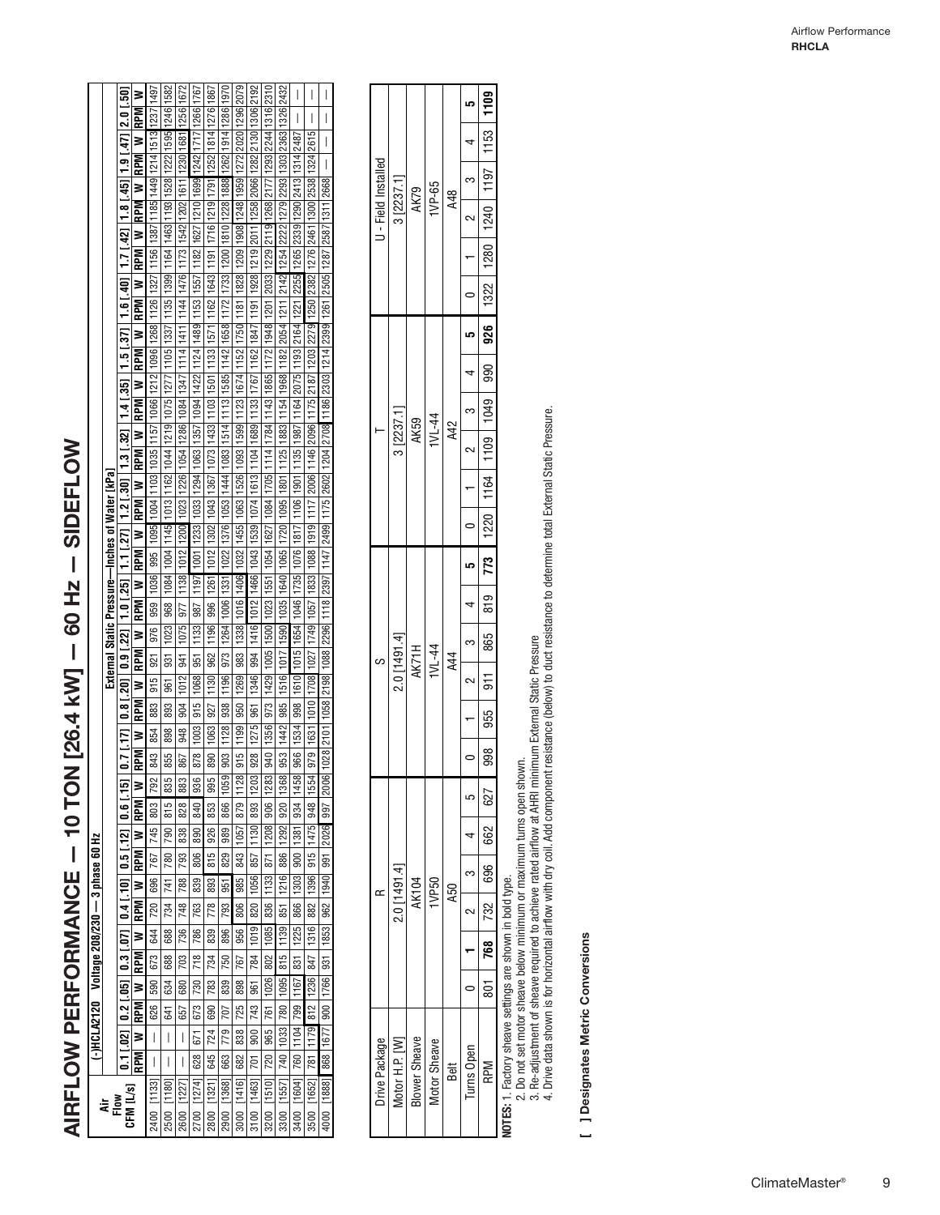# AIRFLOW PERFORMANCE — 10 TON [26.4 kW] — 60 Hz — SIDEFLOW

**(-)HCLA2120 Voltage 208/230 — 3 phase 60 Hz**

| Air Flow CFM [L/s] | External Static Pressure—Inches of Water [kPa] | | | | | | | | | | | | | | | | | | | | | | | | | | | | | | | | | | | | | | | |
|---|---|---|---|---|---|---|---|---|---|---|---|---|---|---|---|---|---|---|---|---|---|---|---|---|---|---|---|---|---|---|---|---|---|---|---|---|---|---|---|---|
| | 0.1 [.02] | | 0.2 [.05] | | 0.3 [.07] | | 0.4 [.10] | | 0.5 [.12] | | 0.6 [.15] | | 0.7 [.17] | | 0.8 [.20] | | 0.9 [.22] | | 1.0 [.25] | | 1.1 [.27] | | 1.2 [.30] | | 1.3 [.32] | | 1.4 [.35] | | 1.5 [.37] | | 1.6 [.40] | | 1.7 [.42] | | 1.8 [.45] | | 1.9 [.47] | | 2.0 [.50] | |
| | RPM | W | RPM | W | RPM | W | RPM | W | RPM | W | RPM | W | RPM | W | RPM | W | RPM | W | RPM | W | RPM | W | RPM | W | RPM | W | RPM | W | RPM | W | RPM | W | RPM | W | RPM | W | RPM | W | RPM | W |
| 2400 [1133] | — | — | 626 | 590 | 673 | 644 | 720 | 696 | 767 | 745 | 803 | 792 | 843 | 854 | 883 | 915 | 921 | 976 | 959 | 1036 | 995 | 1095 | 1004 | 1103 | 1035 | 1157 | 1066 | 1212 | 1096 | 1268 | 1126 | 1327 | 1156 | 1387 | 1185 | 1449 | 1214 | 1513 | 1237 | 1497 |
| 2500 [1180] | — | — | 641 | 634 | 688 | 688 | 734 | 741 | 780 | 790 | 815 | 835 | 855 | 898 | 893 | 961 | 931 | 1023 | 968 | 1084 | 1004 | 1145 | 1013 | 1162 | 1044 | 1219 | 1075 | 1277 | 1105 | 1337 | 1135 | 1399 | 1164 | 1463 | 1193 | 1528 | 1222 | 1595 | 1246 | 1582 |
| 2600 [1227] | — | — | 657 | 680 | 703 | 736 | 748 | 788 | 793 | 838 | 828 | 883 | 867 | 948 | 904 | 1012 | 941 | 1075 | 977 | 1138 | 1012 | 1200 | 1023 | 1226 | 1054 | 1286 | 1084 | 1347 | 1114 | 1411 | 1144 | 1476 | 1173 | 1542 | 1202 | 1611 | 1230 | 1681 | 1256 | 1672 |
| 2700 [1274] | 628 | 671 | 673 | 730 | 718 | 786 | 763 | 839 | 806 | 890 | 840 | 936 | 878 | 1003 | 915 | 1068 | 951 | 1133 | 987 | 1197 | 1001 | 1233 | 1033 | 1294 | 1063 | 1357 | 1094 | 1422 | 1124 | 1489 | 1153 | 1557 | 1182 | 1627 | 1210 | 1699 | 1242 | 1717 | 1266 | 1767 |
| 2800 [1321] | 645 | 724 | 690 | 783 | 734 | 839 | 778 | 893 | 815 | 926 | 853 | 995 | 890 | 1063 | 927 | 1130 | 962 | 1196 | 996 | 1261 | 1012 | 1302 | 1043 | 1367 | 1073 | 1433 | 1103 | 1501 | 1133 | 1571 | 1162 | 1643 | 1191 | 1716 | 1219 | 1791 | 1252 | 1814 | 1276 | 1867 |
| 2900 [1368] | 663 | 779 | 707 | 839 | 750 | 896 | 793 | 951 | 829 | 989 | 866 | 1059 | 903 | 1128 | 938 | 1196 | 973 | 1264 | 1006 | 1331 | 1022 | 1376 | 1053 | 1444 | 1083 | 1514 | 1113 | 1585 | 1142 | 1658 | 1172 | 1733 | 1200 | 1810 | 1228 | 1888 | 1262 | 1914 | 1286 | 1970 |
| 3000 [1416] | 682 | 838 | 725 | 898 | 767 | 956 | 806 | 985 | 843 | 1057 | 879 | 1128 | 915 | 1199 | 950 | 1269 | 983 | 1338 | 1016 | 1406 | 1032 | 1455 | 1063 | 1526 | 1093 | 1599 | 1123 | 1674 | 1152 | 1750 | 1181 | 1828 | 1209 | 1908 | 1248 | 1959 | 1272 | 2020 | 1296 | 2079 |
| 3100 [1463] | 701 | 900 | 743 | 961 | 784 | 1019 | 820 | 1056 | 857 | 1130 | 893 | 1203 | 928 | 1275 | 961 | 1346 | 994 | 1416 | 1012 | 1466 | 1043 | 1539 | 1074 | 1613 | 1104 | 1689 | 1133 | 1767 | 1162 | 1847 | 1191 | 1928 | 1219 | 2011 | 1258 | 2066 | 1282 | 2130 | 1306 | 2192 |
| 3200 [1510] | 720 | 965 | 761 | 1026 | 802 | 1085 | 836 | 1133 | 871 | 1208 | 906 | 1283 | 940 | 1356 | 973 | 1429 | 1005 | 1500 | 1023 | 1551 | 1054 | 1627 | 1084 | 1705 | 1114 | 1784 | 1143 | 1865 | 1172 | 1948 | 1201 | 2033 | 1229 | 2119 | 1268 | 2177 | 1293 | 2244 | 1316 | 2310 |
| 3300 [1557] | 740 | 1033 | 780 | 1095 | 815 | 1139 | 851 | 1216 | 886 | 1292 | 920 | 1368 | 953 | 1442 | 985 | 1516 | 1017 | 1590 | 1035 | 1640 | 1065 | 1720 | 1095 | 1801 | 1125 | 1883 | 1154 | 1968 | 1182 | 2054 | 1211 | 2142 | 1254 | 2222 | 1279 | 2293 | 1303 | 2363 | 1326 | 2432 |
| 3400 [1604] | 760 | 1104 | 799 | 1167 | 831 | 1225 | 866 | 1303 | 900 | 1381 | 934 | 1458 | 966 | 1534 | 998 | 1610 | 1015 | 1654 | 1046 | 1735 | 1076 | 1817 | 1106 | 1901 | 1135 | 1987 | 1164 | 2075 | 1193 | 2164 | 1221 | 2255 | 1265 | 2339 | 1290 | 2413 | 1314 | 2487 | — | — |
| 3500 [1652] | 781 | 1179 | 812 | 1236 | 847 | 1316 | 882 | 1396 | 915 | 1475 | 948 | 1554 | 979 | 1631 | 1010 | 1708 | 1027 | 1749 | 1057 | 1833 | 1088 | 1919 | 1117 | 2006 | 1146 | 2096 | 1175 | 2187 | 1203 | 2279 | 1250 | 2382 | 1276 | 2461 | 1300 | 2538 | 1324 | 2615 | — | — |
| 4000 [1888] | 868 | 1677 | 900 | 1766 | 931 | 1853 | 962 | 1940 | 991 | 2028 | 997 | 2006 | 1028 | 2101 | 1058 | 2198 | 1088 | 2296 | 1118 | 2397 | 1147 | 2499 | 1175 | 2602 | 1204 | 2708 | 1186 | 2303 | 1214 | 2399 | 1261 | 2505 | 1287 | 2587 | 1311 | 2668 | — | — | — | — |

| Drive Package | R | | | | | | S | | | | | | T | | | | | | U - Field Installed | | | | | |
|---|---|---|---|---|---|---|---|---|---|---|---|---|---|---|---|---|---|---|---|---|---|---|---|---|
| Motor H.P. [W] | 2.0 [1491.4] | | | | | | 2.0 [1491.4] | | | | | | 3 [2237.1] | | | | | | 3 [2237.1] | | | | | |
| Blower Sheave | AK104 | | | | | | AK71H | | | | | | AK59 | | | | | | AK79 | | | | | |
| Motor Sheave | 1VP50 | | | | | | 1VL-44 | | | | | | 1VL-44 | | | | | | 1VP-65 | | | | | |
| Belt | A50 | | | | | | A44 | | | | | | A42 | | | | | | A48 | | | | | |
| Turns Open | 0 | **1** | 2 | 3 | 4 | 5 | 0 | 1 | 2 | 3 | 4 | **5** | 0 | 1 | 2 | 3 | 4 | **5** | 0 | 1 | 2 | 3 | 4 | **5** |
| RPM | 801 | **768** | 732 | 696 | 662 | 627 | 998 | 955 | 911 | 865 | 819 | **773** | 1220 | 1164 | 1109 | 1049 | 990 | **926** | 1322 | 1280 | 1240 | 1197 | 1153 | **1109** |

**NOTES:** 1. Factory sheave settings are shown in bold type.
2. Do not set motor sheave below minimum or maximum turns open shown.
3. Re-adjustment of sheave required to achieve rated airflow at AHRI minimum External Static Pressure
4. Drive data shown is for horizontal airflow with dry coil. Add component resistance (below) to duct resistance to determine total External Static Pressure.

**[ ] Designates Metric Conversions**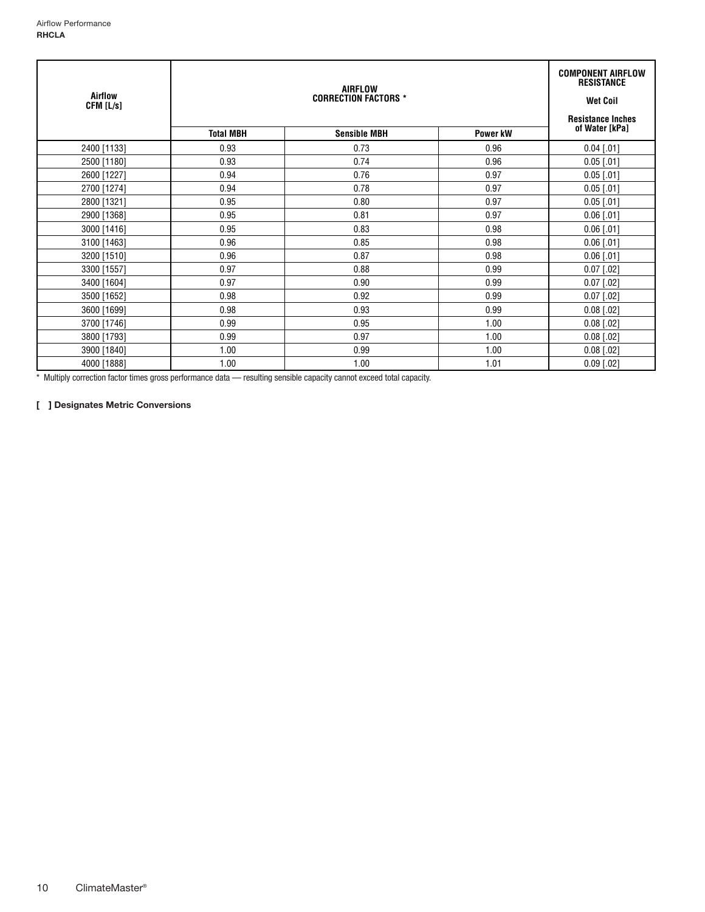| Airflow CFM [L/s] | AIRFLOW CORRECTION FACTORS * | | | COMPONENT AIRFLOW RESISTANCE Wet Coil |
|---|---|---|---|---|
| | Total MBH | Sensible MBH | Power kW | Resistance Inches of Water [kPa] |
| 2400 [1133] | 0.93 | 0.73 | 0.96 | 0.04 [.01] |
| 2500 [1180] | 0.93 | 0.74 | 0.96 | 0.05 [.01] |
| 2600 [1227] | 0.94 | 0.76 | 0.97 | 0.05 [.01] |
| 2700 [1274] | 0.94 | 0.78 | 0.97 | 0.05 [.01] |
| 2800 [1321] | 0.95 | 0.80 | 0.97 | 0.05 [.01] |
| 2900 [1368] | 0.95 | 0.81 | 0.97 | 0.06 [.01] |
| 3000 [1416] | 0.95 | 0.83 | 0.98 | 0.06 [.01] |
| 3100 [1463] | 0.96 | 0.85 | 0.98 | 0.06 [.01] |
| 3200 [1510] | 0.96 | 0.87 | 0.98 | 0.06 [.01] |
| 3300 [1557] | 0.97 | 0.88 | 0.99 | 0.07 [.02] |
| 3400 [1604] | 0.97 | 0.90 | 0.99 | 0.07 [.02] |
| 3500 [1652] | 0.98 | 0.92 | 0.99 | 0.07 [.02] |
| 3600 [1699] | 0.98 | 0.93 | 0.99 | 0.08 [.02] |
| 3700 [1746] | 0.99 | 0.95 | 1.00 | 0.08 [.02] |
| 3800 [1793] | 0.99 | 0.97 | 1.00 | 0.08 [.02] |
| 3900 [1840] | 1.00 | 0.99 | 1.00 | 0.08 [.02] |
| 4000 [1888] | 1.00 | 1.00 | 1.01 | 0.09 [.02] |

* Multiply correction factor times gross performance data — resulting sensible capacity cannot exceed total capacity.

**[ ] Designates Metric Conversions**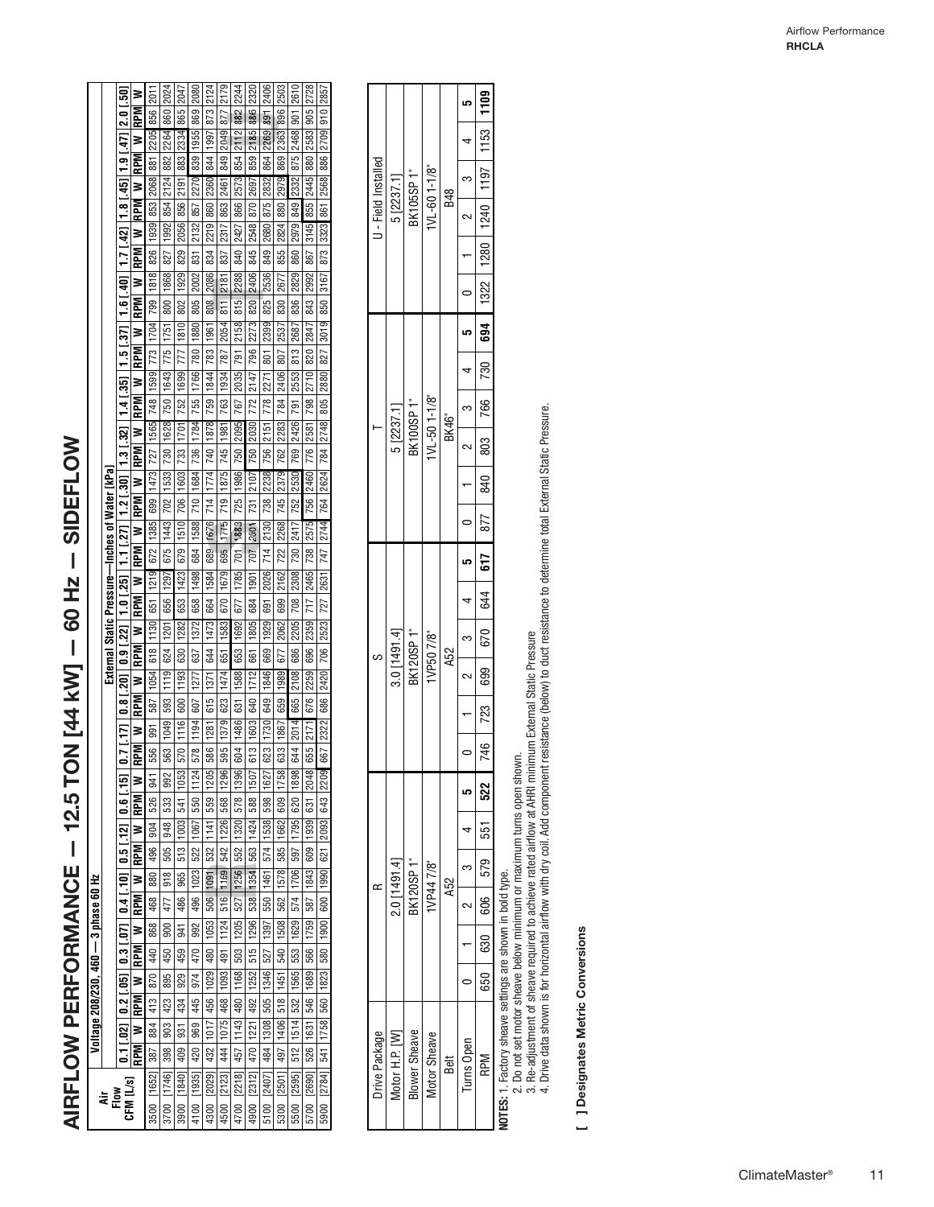# AIRFLOW PERFORMANCE — 12.5 TON [44 kW] — 60 Hz — SIDEFLOW

Voltage 208/230, 460 — 3 phase 60 Hz

External Static Pressure—Inches of Water [kPa]

| Air Flow CFM [L/s] | 0.1 [.02] | | 0.2 [.05] | | 0.3 [.07] | | 0.4 [.10] | | 0.5 [.12] | | 0.6 [.15] | | 0.7 [.17] | | 0.8 [.20] | | 0.9 [.22] | | 1.0 [.25] | | 1.1 [.27] | | 1.2 [.30] | | 1.3 [.32] | | 1.4 [.35] | | 1.5 [.37] | | 1.6 [.40] | | 1.7 [.42] | | 1.8 [.45] | | 1.9 [.47] | | 2.0 [.50] | |
|---|---|---|---|---|---|---|---|---|---|---|---|---|---|---|---|---|---|---|---|---|---|---|---|---|---|---|---|---|---|---|---|---|---|---|---|---|---|---|---|---|
| | RPM | W | RPM | W | RPM | W | RPM | W | RPM | W | RPM | W | RPM | W | RPM | W | RPM | W | RPM | W | RPM | W | RPM | W | RPM | W | RPM | W | RPM | W | RPM | W | RPM | W | RPM | W | RPM | W | RPM | W |
| 3500 [1652] | 387 | 884 | 413 | 870 | 440 | 868 | 468 | 880 | 496 | 904 | 526 | 941 | 556 | 991 | 587 | 1054 | 618 | 1130 | 651 | 1219 | 672 | 1385 | 699 | 1473 | 727 | 1565 | 748 | 1599 | 773 | 1704 | 799 | 1818 | 826 | 1939 | 853 | 2068 | 881 | 2205 | 856 | 2011 |
| 3700 [1746] | 398 | 903 | 423 | 895 | 450 | 900 | 477 | 918 | 505 | 948 | 533 | 992 | 563 | 1049 | 593 | 1119 | 624 | 1201 | 656 | 1297 | 675 | 1443 | 702 | 1533 | 730 | 1628 | 750 | 1643 | 775 | 1751 | 800 | 1868 | 827 | 1992 | 854 | 2124 | 882 | 2264 | 860 | 2024 |
| 3900 [1840] | 409 | 931 | 434 | 929 | 459 | 941 | 486 | 965 | 513 | 1003 | 541 | 1053 | 570 | 1116 | 600 | 1193 | 630 | 1282 | 653 | 1423 | 679 | 1510 | 706 | 1603 | 733 | 1701 | 752 | 1699 | 777 | 1810 | 802 | 1929 | 829 | 2056 | 856 | 2191 | 883 | 2334 | 865 | 2047 |
| 4100 [1935] | 420 | 969 | 445 | 974 | 470 | 992 | 496 | 1023 | 522 | 1067 | 550 | 1124 | 578 | 1194 | 607 | 1277 | 637 | 1372 | 658 | 1498 | 684 | 1588 | 710 | 1684 | 736 | 1784 | 755 | 1766 | 780 | 1880 | 805 | 2002 | 831 | 2132 | 857 | 2270 | 839 | 1955 | 869 | 2080 |
| 4300 [2029] | 432 | 1017 | 456 | 1029 | 480 | 1053 | 506 | 1091 | 532 | 1141 | 559 | 1205 | 586 | 1281 | 615 | 1371 | 644 | 1473 | 664 | 1584 | 689 | 1676 | 714 | 1774 | 740 | 1878 | 759 | 1844 | 783 | 1961 | 808 | 2086 | 834 | 2219 | 860 | 2360 | 844 | 1997 | 873 | 2124 |
| 4500 [2123] | 444 | 1075 | 468 | 1093 | 491 | 1124 | 516 | 1169 | 542 | 1226 | 568 | 1296 | 595 | 1379 | 623 | 1474 | 651 | 1583 | 670 | 1679 | 695 | 1775 | 719 | 1875 | 745 | 1981 | 763 | 1934 | 787 | 2054 | 811 | 2181 | 837 | 2317 | 863 | 2461 | 849 | 2049 | 877 | 2179 |
| 4700 [2218] | 457 | 1143 | 480 | 1168 | 503 | 1205 | 527 | 1256 | 552 | 1320 | 578 | 1396 | 604 | 1486 | 631 | 1588 | 653 | 1692 | 677 | 1785 | 701 | 1883 | 725 | 1986 | 750 | 2095 | 767 | 2035 | 791 | 2158 | 815 | 2288 | 840 | 2427 | 866 | 2573 | 854 | 2112 | 882 | 2244 |
| 4900 [2312] | 470 | 1221 | 492 | 1252 | 515 | 1296 | 538 | 1354 | 563 | 1424 | 588 | 1507 | 613 | 1603 | 640 | 1712 | 661 | 1805 | 684 | 1901 | 707 | 2001 | 731 | 2107 | 750 | 2030 | 772 | 2147 | 796 | 2273 | 820 | 2406 | 845 | 2548 | 870 | 2697 | 859 | 2185 | 886 | 2320 |
| 5100 [2407] | 484 | 1308 | 505 | 1346 | 527 | 1397 | 550 | 1461 | 574 | 1538 | 598 | 1627 | 623 | 1730 | 649 | 1846 | 669 | 1929 | 691 | 2026 | 714 | 2130 | 738 | 2238 | 756 | 2151 | 778 | 2271 | 801 | 2399 | 825 | 2536 | 849 | 2680 | 875 | 2832 | 864 | 2269 | 891 | 2406 |
| 5300 [2501] | 497 | 1406 | 518 | 1451 | 540 | 1508 | 562 | 1578 | 585 | 1662 | 609 | 1758 | 633 | 1867 | 659 | 1989 | 677 | 2062 | 699 | 2162 | 722 | 2268 | 745 | 2379 | 762 | 2283 | 784 | 2406 | 807 | 2537 | 830 | 2677 | 855 | 2824 | 880 | 2979 | 869 | 2363 | 896 | 2503 |
| 5500 [2595] | 512 | 1514 | 532 | 1565 | 553 | 1629 | 574 | 1706 | 597 | 1795 | 620 | 1898 | 644 | 2014 | 665 | 2108 | 686 | 2205 | 708 | 2308 | 730 | 2417 | 752 | 2530 | 769 | 2426 | 791 | 2553 | 813 | 2687 | 836 | 2829 | 860 | 2979 | 849 | 2332 | 875 | 2468 | 901 | 2610 |
| 5700 [2690] | 526 | 1631 | 546 | 1689 | 566 | 1759 | 587 | 1843 | 609 | 1939 | 631 | 2048 | 655 | 2171 | 676 | 2259 | 696 | 2359 | 717 | 2465 | 738 | 2575 | 756 | 2460 | 776 | 2581 | 798 | 2710 | 820 | 2847 | 843 | 2992 | 867 | 3145 | 855 | 2445 | 880 | 2583 | 905 | 2728 |
| 5900 [2784] | 541 | 1758 | 560 | 1823 | 580 | 1900 | 600 | 1990 | 621 | 2093 | 643 | 2209 | 667 | 2322 | 686 | 2420 | 706 | 2523 | 727 | 2631 | 747 | 2744 | 764 | 2624 | 784 | 2748 | 805 | 2880 | 827 | 3019 | 850 | 3167 | 873 | 3323 | 861 | 2568 | 886 | 2709 | 910 | 2857 |

| Drive Package | R | | | | | | S | | | | | | T | | | | | | U - Field Installed | | | | | |
|---|---|---|---|---|---|---|---|---|---|---|---|---|---|---|---|---|---|---|---|---|---|---|---|---|
| Motor H.P. [W] | 2.0 [1491.4] | | | | | | 3.0 [1491.4] | | | | | | 5 [2237.1] | | | | | | 5 [2237.1] | | | | | |
| Blower Sheave | BK120SP 1" | | | | | | BK120SP 1" | | | | | | BK100SP 1" | | | | | | BK105SP 1" | | | | | |
| Motor Sheave | 1VP44 7/8" | | | | | | 1VP50 7/8" | | | | | | 1VL-50 1-1/8" | | | | | | 1VL-60 1-1/8" | | | | | |
| Belt | A52 | | | | | | A52 | | | | | | BK46" | | | | | | B48 | | | | | |
| Turns Open | 0 | 1 | 2 | 3 | 4 | 5 | 0 | 1 | 2 | 3 | 4 | 5 | 0 | 1 | 2 | 3 | 4 | 5 | 0 | 1 | 2 | 3 | 4 | 5 |
| RPM | 650 | 630 | 606 | 579 | 551 | **522** | 746 | 723 | 699 | 670 | 644 | **617** | 877 | 840 | 803 | 766 | 730 | **694** | 1322 | 1280 | 1240 | 1197 | 1153 | **1109** |

**NOTES:** 1. Factory sheave settings are shown in bold type.
2. Do not set motor sheave below minimum or maximum turns open shown.
3. Re-adjustment of sheave required to achieve rated airflow at AHRI minimum External Static Pressure.
4. Drive data shown is for horizontal airflow with dry coil. Add component resistance (below) to duct resistance to determine total External Static Pressure.

**[ ] Designates Metric Conversions**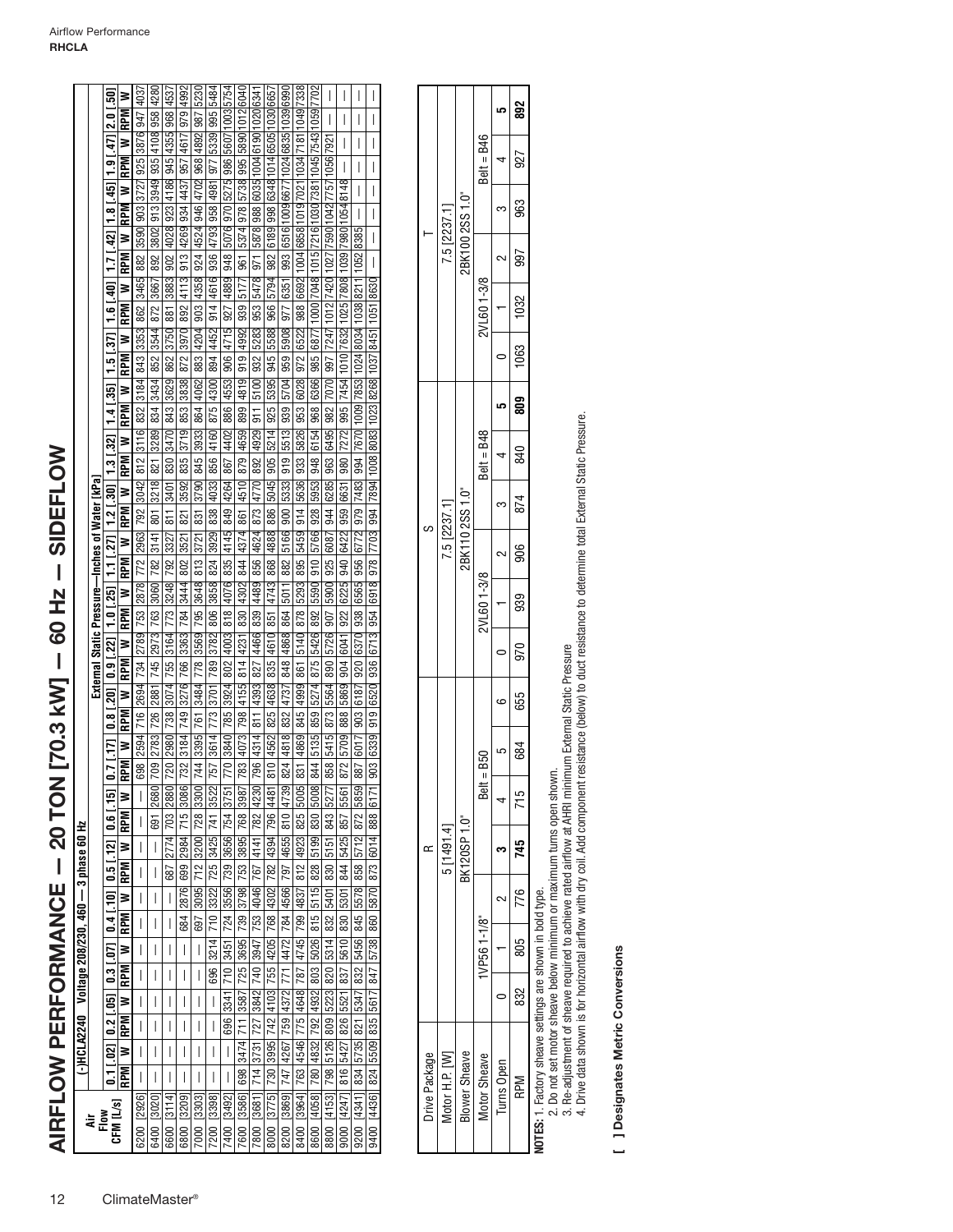# AIRFLOW PERFORMANCE — 20 TON [70.3 kW] — 60 Hz — SIDEFLOW

(-)HCLA2240 Voltage 208/230, 460 — 3 phase 60 Hz

| Air Flow CFM [L/s] | External Static Pressure—Inches of Water [kPa] | | | | | | | | | | | | | | | | | | | | | | | | | | | | | | | | | | | | | | | |
|---|---|---|---|---|---|---|---|---|---|---|---|---|---|---|---|---|---|---|---|---|---|---|---|---|---|---|---|---|---|---|---|---|---|---|---|---|---|---|---|---|
| | 0.1 [.02] | | 0.2 [.05] | | 0.3 [.07] | | 0.4 [.10] | | 0.5 [.12] | | 0.6 [.15] | | 0.7 [.17] | | 0.8 [.20] | | 0.9 [.22] | | 1.0 [.25] | | 1.1 [.27] | | 1.2 [.30] | | 1.3 [.32] | | 1.4 [.35] | | 1.5 [.37] | | 1.6 [.40] | | 1.7 [.42] | | 1.8 [.45] | | 1.9 [.47] | | 2.0 [.50] | |
| | RPM | W | RPM | W | RPM | W | RPM | W | RPM | W | RPM | W | RPM | W | RPM | W | RPM | W | RPM | W | RPM | W | RPM | W | RPM | W | RPM | W | RPM | W | RPM | W | RPM | W | RPM | W | RPM | W | RPM | W |
| 6200 [2926] | — | — | — | — | — | — | — | — | — | — | — | — | 698 | 2594 | 716 | 2694 | 734 | 2789 | 753 | 2878 | 772 | 2963 | 792 | 3042 | 812 | 3116 | 832 | 3184 | 843 | 3353 | 862 | 3465 | 882 | 3590 | 903 | 3727 | 925 | 3876 | 947 | 4037 |
| 6400 [3020] | — | — | — | — | — | — | — | — | — | — | 691 | 2660 | 709 | 2783 | 726 | 2881 | 745 | 2973 | 763 | 3060 | 782 | 3141 | 801 | 3218 | 821 | 3289 | 834 | 3434 | 852 | 3544 | 872 | 3667 | 892 | 3802 | 913 | 3949 | 935 | 4108 | 958 | 4280 |
| 6600 [3114] | — | — | — | — | — | — | — | — | 687 | 2774 | 703 | 2880 | 720 | 2980 | 738 | 3074 | 755 | 3164 | 773 | 3248 | 792 | 3327 | 811 | 3401 | 830 | 3470 | 843 | 3629 | 862 | 3750 | 881 | 3883 | 902 | 4028 | 923 | 4186 | 945 | 4355 | 968 | 4537 |
| 6800 [3209] | — | — | — | — | — | — | 684 | 2876 | 699 | 2984 | 715 | 3086 | 732 | 3184 | 749 | 3276 | 766 | 3363 | 784 | 3444 | 802 | 3521 | 821 | 3592 | 835 | 3719 | 853 | 3838 | 872 | 3970 | 892 | 4113 | 913 | 4269 | 934 | 4437 | 957 | 4617 | 979 | 4992 |
| 7000 [3303] | — | — | — | — | — | — | 697 | 3095 | 712 | 3200 | 728 | 3300 | 744 | 3395 | 761 | 3484 | 778 | 3569 | 795 | 3648 | 813 | 3721 | 831 | 3790 | 845 | 3933 | 864 | 4062 | 883 | 4204 | 903 | 4358 | 924 | 4524 | 946 | 4702 | 968 | 4892 | 987 | 5230 |
| 7200 [3398] | — | — | — | — | 696 | 3214 | 710 | 3322 | 725 | 3425 | 741 | 3522 | 757 | 3614 | 773 | 3701 | 789 | 3782 | 806 | 3858 | 824 | 3929 | 838 | 4033 | 856 | 4160 | 875 | 4300 | 894 | 4452 | 914 | 4616 | 936 | 4793 | 958 | 4981 | 977 | 5339 | 995 | 5484 |
| 7400 [3492] | — | — | 696 | 3341 | 710 | 3451 | 724 | 3556 | 739 | 3656 | 754 | 3751 | 770 | 3840 | 785 | 3924 | 802 | 4003 | 818 | 4076 | 835 | 4145 | 849 | 4264 | 867 | 4402 | 886 | 4553 | 906 | 4715 | 927 | 4889 | 948 | 5076 | 970 | 5275 | 986 | 5607 | 1003 | 5754 |
| 7600 [3586] | 698 | 3474 | 711 | 3587 | 725 | 3695 | 739 | 3798 | 753 | 3895 | 768 | 3987 | 783 | 4073 | 798 | 4155 | 814 | 4231 | 830 | 4302 | 844 | 4374 | 861 | 4510 | 879 | 4659 | 899 | 4819 | 919 | 4992 | 939 | 5177 | 961 | 5374 | 978 | 5738 | 995 | 5890 | 1012 | 6040 |
| 7800 [3681] | 714 | 3731 | 727 | 3842 | 740 | 3947 | 753 | 4046 | 767 | 4141 | 782 | 4230 | 796 | 4314 | 811 | 4393 | 827 | 4466 | 839 | 4489 | 856 | 4624 | 873 | 4770 | 892 | 4929 | 911 | 5100 | 932 | 5283 | 953 | 5478 | 971 | 5878 | 988 | 6035 | 1004 | 6190 | 1020 | 6341 |
| 8000 [3775] | 730 | 3995 | 742 | 4103 | 755 | 4205 | 768 | 4302 | 782 | 4394 | 796 | 4481 | 810 | 4562 | 825 | 4638 | 835 | 4610 | 851 | 4743 | 868 | 4888 | 886 | 5045 | 905 | 5214 | 925 | 5395 | 945 | 5588 | 966 | 5794 | 982 | 6189 | 998 | 6348 | 1014 | 6505 | 1030 | 6657 |
| 8200 [3869] | 747 | 4267 | 759 | 4372 | 771 | 4472 | 784 | 4566 | 797 | 4655 | 810 | 4739 | 824 | 4818 | 832 | 4737 | 848 | 4868 | 864 | 5011 | 882 | 5166 | 900 | 5333 | 919 | 5513 | 939 | 5704 | 959 | 5908 | 977 | 6351 | 993 | 6516 | 1009 | 6677 | 1024 | 6835 | 1039 | 6990 |
| 8400 [3964] | 763 | 4546 | 775 | 4648 | 787 | 4745 | 799 | 4837 | 812 | 4923 | 825 | 5005 | 831 | 4869 | 845 | 4999 | 861 | 5140 | 878 | 5293 | 895 | 5459 | 914 | 5636 | 933 | 5826 | 953 | 6028 | 972 | 6522 | 988 | 6692 | 1004 | 6858 | 1019 | 7021 | 1034 | 7181 | 1049 | 7338 |
| 8600 [4058] | 780 | 4832 | 792 | 4932 | 803 | 5026 | 815 | 5115 | 828 | 5199 | 830 | 5008 | 844 | 5135 | 859 | 5274 | 875 | 5426 | 892 | 5590 | 910 | 5766 | 928 | 5953 | 948 | 6154 | 968 | 6366 | 985 | 6877 | 1000 | 7048 | 1015 | 7216 | 1030 | 7381 | 1045 | 7543 | 1059 | 7702 |
| 8800 [4153] | 798 | 5126 | 809 | 5223 | 820 | 5314 | 832 | 5401 | 830 | 5151 | 843 | 5277 | 858 | 5415 | 873 | 5564 | 890 | 5726 | 907 | 5900 | 925 | 6087 | 944 | 6285 | 963 | 6495 | 982 | 7070 | 997 | 7247 | 1012 | 7420 | 1027 | 7590 | 1042 | 7757 | 1056 | 7921 | — | — |
| 9000 [4247] | 816 | 5427 | 826 | 5521 | 837 | 5610 | 830 | 5301 | 844 | 5425 | 857 | 5561 | 872 | 5709 | 888 | 5869 | 904 | 6041 | 922 | 6225 | 940 | 6422 | 959 | 6631 | 980 | 7272 | 995 | 7454 | 1010 | 7632 | 1025 | 7808 | 1039 | 7980 | 1054 | 8148 | — | — | — | — |
| 9200 [4341] | 834 | 5735 | 821 | 5347 | 832 | 5456 | 845 | 5578 | 858 | 5712 | 872 | 5859 | 887 | 6017 | 903 | 6187 | 920 | 6370 | 938 | 6565 | 956 | 6772 | 979 | 7483 | 994 | 7670 | 1009 | 7853 | 1024 | 8034 | 1038 | 8211 | 1052 | 8385 | — | — | — | — | — | — |
| 9400 [4436] | 824 | 5509 | 835 | 5617 | 847 | 5738 | 860 | 5870 | 873 | 6014 | 888 | 6171 | 903 | 6339 | 919 | 6520 | 936 | 6713 | 954 | 6918 | 978 | 7703 | 994 | 7894 | 1008 | 8083 | 1023 | 8268 | 1037 | 8451 | 1051 | 8630 | — | — | — | — | — | — | — | — |

| Drive Package | R | | | | | | | S | | | | | | T | | | | | |
|---|---|---|---|---|---|---|---|---|---|---|---|---|---|---|---|---|---|---|---|
| Motor H.P. [W] | 5 [1491.4] | | | | | | | 7.5 [2237.1] | | | | | | 7.5 [2237.1] | | | | | |
| Blower Sheave | BK120SP 1.0" | | | | | | | 2BK110 2SS 1.0" | | | | | | 2BK100 2SS 1.0" | | | | | |
| Motor Sheave | 1VP56 1-1/8" | | | Belt = B50 | | | | 2VL60 1-3/8 | | | Belt = B48 | | | 2VL60 1-3/8 | | | Belt = B46 | | |
| Turns Open | 0 | 1 | 2 | **3** | 4 | 5 | 6 | 0 | 1 | 2 | 3 | 4 | **5** | 0 | 1 | 2 | 3 | 4 | **5** |
| RPM | 832 | 805 | 776 | **745** | 715 | 684 | 655 | 970 | 939 | 906 | 874 | 840 | **809** | 1063 | 1032 | 997 | 963 | 927 | **892** |

**NOTES:** 1. Factory sheave settings are shown in bold type.
2. Do not set motor sheave below minimum or maximum turns open shown.
3. Re-adjustment of sheave required to achieve rated airflow at AHRI minimum External Static Pressure.
4. Drive data shown is for horizontal airflow with dry coil. Add component resistance (below) to duct resistance to determine total External Static Pressure.

**[ ] Designates Metric Conversions**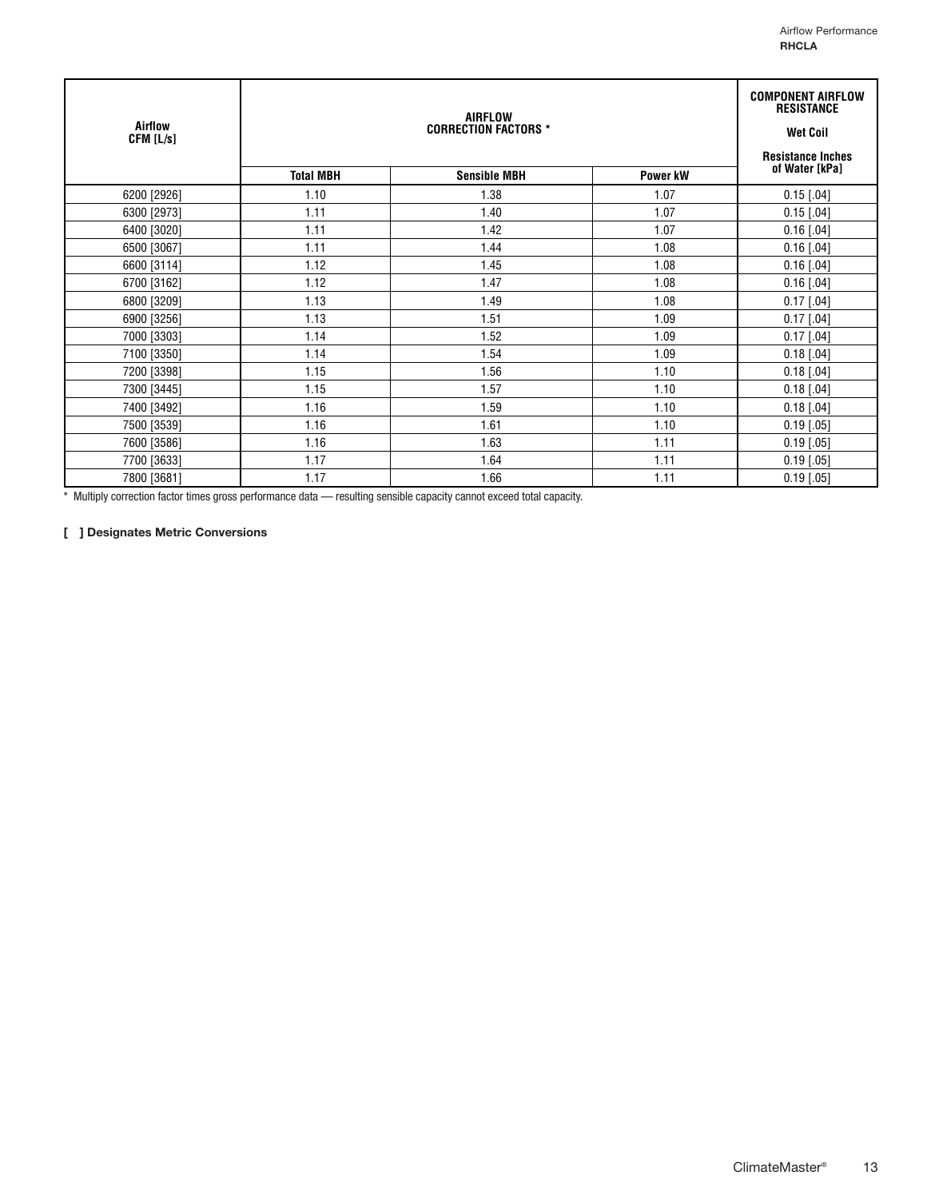| Airflow CFM [L/s] | AIRFLOW CORRECTION FACTORS * | | | COMPONENT AIRFLOW RESISTANCE Wet Coil Resistance Inches of Water [kPa] |
|---|---|---|---|---|
| | Total MBH | Sensible MBH | Power kW | |
| 6200 [2926] | 1.10 | 1.38 | 1.07 | 0.15 [.04] |
| 6300 [2973] | 1.11 | 1.40 | 1.07 | 0.15 [.04] |
| 6400 [3020] | 1.11 | 1.42 | 1.07 | 0.16 [.04] |
| 6500 [3067] | 1.11 | 1.44 | 1.08 | 0.16 [.04] |
| 6600 [3114] | 1.12 | 1.45 | 1.08 | 0.16 [.04] |
| 6700 [3162] | 1.12 | 1.47 | 1.08 | 0.16 [.04] |
| 6800 [3209] | 1.13 | 1.49 | 1.08 | 0.17 [.04] |
| 6900 [3256] | 1.13 | 1.51 | 1.09 | 0.17 [.04] |
| 7000 [3303] | 1.14 | 1.52 | 1.09 | 0.17 [.04] |
| 7100 [3350] | 1.14 | 1.54 | 1.09 | 0.18 [.04] |
| 7200 [3398] | 1.15 | 1.56 | 1.10 | 0.18 [.04] |
| 7300 [3445] | 1.15 | 1.57 | 1.10 | 0.18 [.04] |
| 7400 [3492] | 1.16 | 1.59 | 1.10 | 0.18 [.04] |
| 7500 [3539] | 1.16 | 1.61 | 1.10 | 0.19 [.05] |
| 7600 [3586] | 1.16 | 1.63 | 1.11 | 0.19 [.05] |
| 7700 [3633] | 1.17 | 1.64 | 1.11 | 0.19 [.05] |
| 7800 [3681] | 1.17 | 1.66 | 1.11 | 0.19 [.05] |

* Multiply correction factor times gross performance data — resulting sensible capacity cannot exceed total capacity.

**[ ] Designates Metric Conversions**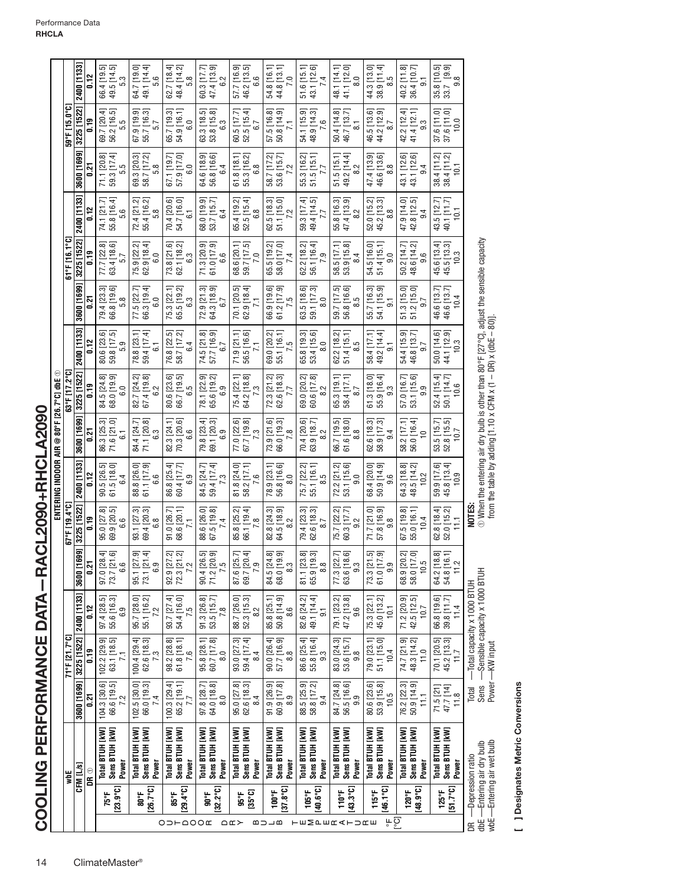Performance Data
**RHCLA**

# COOLING PERFORMANCE DATA – RACL2090+RHCLA2090

| OUTDOOR DRY BULB TEMPERATURE °F [°C] | wbE | 71°F [21.7°C] | | | 67°F [19.4°C] | | | 63°F [17.2°C] | | | 61°F [16.1°C] | | | 59°F [15.0°C] | | |
|---|---|---|---|---|---|---|---|---|---|---|---|---|---|---|---|---|
| | CFM [L/s] | 3600 [1699] | 3225 [1522] | 2400 [1133] | 3600 [1699] | 3225 [1522] | 2400 [1133] | 3600 [1699] | 3225 [1522] | 2400 [1133] | 3600 [1699] | 3225 [1522] | 2400 [1133] | 3600 [1699] | 3225 [1522] | 2400 [1133] |
| | DR ① | 0.21 | 0.19 | 0.12 | 0.21 | 0.19 | 0.12 | 0.21 | 0.19 | 0.12 | 0.21 | 0.19 | 0.12 | 0.21 | 0.19 | 0.12 |
| 75°F [23.9°C] | Total BTUH [kW] | 104.3 [30.6] | 102.2 [29.9] | 97.4 [28.5] | 97.0 [28.4] | 95.0 [27.8] | 90.5 [26.5] | 86.3 [25.3] | 84.5 [24.8] | 80.6 [23.6] | 79.4 [23.3] | 77.7 [22.8] | 74.1 [21.7] | 71.1 [20.8] | 69.7 [20.4] | 66.4 [19.5] |
| | Sens BTUH [kW] | 66.6 [19.5] | 63.1 [18.5] | 55.6 [16.3] | 73.7 [21.6] | 69.9 [20.5] | 61.5 [18.0] | 71.6 [21.0] | 68.0 [19.9] | 59.8 [17.5] | 66.8 [19.6] | 63.4 [18.6] | 55.8 [16.4] | 59.3 [17.4] | 56.2 [16.5] | 49.5 [14.5] |
| | Power | 7.2 | 7.1 | 6.9 | 6.6 | 6.6 | 6.4 | 6.1 | 6.0 | 5.9 | 5.8 | 5.7 | 5.6 | 5.5 | 5.5 | 5.3 |
| 80°F [26.7°C] | Total BTUH [kW] | 102.5 [30.0] | 100.4 [29.4] | 95.7 [28.0] | 95.1 [27.9] | 93.1 [27.3] | 88.8 [26.0] | 84.4 [24.7] | 82.7 [24.2] | 78.8 [23.1] | 77.5 [22.7] | 75.9 [22.2] | 72.4 [21.2] | 69.3 [20.3] | 67.9 [19.9] | 64.7 [19.0] |
| | Sens BTUH [kW] | 66.0 [19.3] | 62.6 [18.3] | 55.1 [16.2] | 73.1 [21.4] | 69.4 [20.3] | 61.1 [17.9] | 71.1 [20.8] | 67.4 [19.8] | 59.4 [17.4] | 66.3 [19.4] | 62.9 [18.4] | 55.4 [16.2] | 58.7 [17.2] | 55.7 [16.3] | 49.1 [14.4] |
| | Power | 7.4 | 7.3 | 7.2 | 6.9 | 6.8 | 6.6 | 6.3 | 6.2 | 6.1 | 6.0 | 6.0 | 5.8 | 5.8 | 5.7 | 5.6 |
| 85°F [29.4°C] | Total BTUH [kW] | 100.3 [29.4] | 98.2 [28.8] | 93.7 [27.4] | 92.9 [27.2] | 91.0 [26.7] | 86.8 [25.4] | 82.3 [24.1] | 80.6 [23.6] | 76.8 [22.5] | 75.3 [22.1] | 73.8 [21.6] | 70.4 [20.6] | 67.1 [19.7] | 65.7 [19.3] | 62.7 [18.4] |
| | Sens BTUH [kW] | 65.2 [19.1] | 61.8 [18.1] | 54.4 [16.0] | 72.3 [21.2] | 68.6 [20.1] | 60.4 [17.7] | 70.3 [20.6] | 66.7 [19.5] | 58.7 [17.2] | 65.5 [19.2] | 62.1 [18.2] | 54.7 [16.0] | 57.9 [17.0] | 54.9 [16.1] | 48.4 [14.2] |
| | Power | 7.7 | 7.6 | 7.5 | 7.2 | 7.1 | 6.9 | 6.6 | 6.5 | 6.4 | 6.3 | 6.3 | 6.1 | 6.0 | 6.0 | 5.8 |
| 90°F [32.2°C] | Total BTUH [kW] | 97.8 [28.7] | 95.8 [28.1] | 91.3 [26.8] | 90.4 [26.5] | 88.6 [26.0] | 84.5 [24.7] | 79.8 [23.4] | 78.1 [22.9] | 74.5 [21.8] | 72.9 [21.3] | 71.3 [20.9] | 68.0 [19.9] | 64.6 [18.9] | 63.3 [18.5] | 60.3 [17.7] |
| | Sens BTUH [kW] | 64.0 [18.8] | 60.7 [17.8] | 53.5 [15.7] | 71.2 [20.9] | 67.5 [19.8] | 59.4 [17.4] | 69.1 [20.3] | 65.6 [19.2] | 57.7 [16.9] | 64.3 [18.9] | 61.0 [17.9] | 53.7 [15.7] | 56.8 [16.6] | 53.8 [15.8] | 47.4 [13.9] |
| | Power | 8.0 | 8.0 | 7.8 | 7.5 | 7.4 | 7.3 | 6.9 | 6.9 | 6.7 | 6.7 | 6.6 | 6.4 | 6.4 | 6.3 | 6.2 |
| 95°F [35°C] | Total BTUH [kW] | 95.0 [27.8] | 93.0 [27.3] | 88.7 [26.0] | 87.6 [25.7] | 85.8 [25.2] | 81.8 [24.0] | 77.0 [22.6] | 75.4 [22.1] | 71.9 [21.1] | 70.1 [20.5] | 68.6 [20.1] | 65.4 [19.2] | 61.8 [18.1] | 60.5 [17.7] | 57.7 [16.9] |
| | Sens BTUH [kW] | 62.6 [18.3] | 59.4 [17.4] | 52.3 [15.3] | 69.7 [20.4] | 66.1 [19.4] | 58.2 [17.1] | 67.7 [19.8] | 64.2 [18.8] | 56.5 [16.6] | 62.9 [18.4] | 59.7 [17.5] | 52.5 [15.4] | 55.3 [16.2] | 52.5 [15.4] | 46.2 [13.5] |
| | Power | 8.4 | 8.4 | 8.2 | 7.9 | 7.8 | 7.6 | 7.3 | 7.3 | 7.1 | 7.1 | 7.0 | 6.8 | 6.8 | 6.7 | 6.6 |
| 100°F [37.8°C] | Total BTUH [kW] | 91.9 [26.9] | 90.0 [26.4] | 85.8 [25.1] | 84.5 [24.8] | 82.8 [24.3] | 78.9 [23.1] | 73.9 [21.6] | 72.3 [21.2] | 69.0 [20.2] | 66.9 [19.6] | 65.5 [19.2] | 62.5 [18.3] | 58.7 [17.2] | 57.5 [16.8] | 54.8 [16.1] |
| | Sens BTUH [kW] | 60.9 [17.8] | 57.7 [16.9] | 50.8 [14.9] | 68.0 [19.9] | 64.5 [18.9] | 56.8 [16.6] | 66.0 [19.3] | 62.6 [18.3] | 55.1 [16.1] | 61.2 [17.9] | 58.0 [17.0] | 51.1 [15.0] | 53.6 [15.7] | 50.8 [14.9] | 44.8 [13.1] |
| | Power | 8.9 | 8.8 | 8.6 | 8.3 | 8.2 | 8.0 | 7.8 | 7.7 | 7.5 | 7.5 | 7.4 | 7.2 | 7.2 | 7.1 | 7.0 |
| 105°F [40.6°C] | Total BTUH [kW] | 88.5 [25.9] | 86.6 [25.4] | 82.6 [24.2] | 81.1 [23.8] | 79.4 [23.3] | 75.7 [22.2] | 70.4 [20.6] | 69.0 [20.2] | 65.8 [19.3] | 63.5 [18.6] | 62.2 [18.2] | 59.3 [17.4] | 55.3 [16.2] | 54.1 [15.9] | 51.6 [15.1] |
| | Sens BTUH [kW] | 58.8 [17.2] | 55.8 [16.4] | 49.1 [14.4] | 65.9 [19.3] | 62.6 [18.3] | 55.1 [16.1] | 63.9 [18.7] | 60.6 [17.8] | 53.4 [15.6] | 59.1 [17.3] | 56.1 [16.4] | 49.4 [14.5] | 51.5 [15.1] | 48.9 [14.3] | 43.1 [12.6] |
| | Power | 9.4 | 9.3 | 9.1 | 8.8 | 8.7 | 8.5 | 8.2 | 8.2 | 8.0 | 8.0 | 7.9 | 7.7 | 7.7 | 7.6 | 7.4 |
| 110°F [43.3°C] | Total BTUH [kW] | 84.7 [24.8] | 83.0 [24.3] | 79.1 [23.2] | 77.3 [22.7] | 75.7 [22.2] | 72.2 [21.2] | 66.7 [19.5] | 65.3 [19.1] | 62.2 [18.2] | 59.7 [17.5] | 58.5 [17.1] | 55.8 [16.3] | 51.5 [15.1] | 50.4 [14.8] | 48.1 [14.1] |
| | Sens BTUH [kW] | 56.5 [16.6] | 53.6 [15.7] | 47.2 [13.8] | 63.6 [18.6] | 60.3 [17.7] | 53.1 [15.6] | 61.6 [18.0] | 58.4 [17.1] | 51.4 [15.1] | 56.8 [16.6] | 53.9 [15.8] | 47.4 [13.9] | 49.2 [14.4] | 46.7 [13.7] | 41.1 [12.0] |
| | Power | 9.9 | 9.8 | 9.6 | 9.3 | 9.2 | 9.0 | 8.8 | 8.7 | 8.5 | 8.5 | 8.4 | 8.2 | 8.2 | 8.1 | 8.0 |
| 115°F [46.1°C] | Total BTUH [kW] | 80.6 [23.6] | 79.0 [23.1] | 75.3 [22.1] | 73.3 [21.5] | 71.7 [21.0] | 68.4 [20.0] | 62.6 [18.3] | 61.3 [18.0] | 58.4 [17.1] | 55.7 [16.3] | 54.5 [16.0] | 52.0 [15.2] | 47.4 [13.9] | 46.5 [13.6] | 44.3 [13.0] |
| | Sens BTUH [kW] | 53.9 [15.8] | 51.1 [15.0] | 45.0 [13.2] | 61.0 [17.9] | 57.8 [16.9] | 50.9 [14.9] | 58.9 [17.3] | 55.9 [16.4] | 49.2 [14.4] | 54.1 [15.9] | 51.4 [15.1] | 45.2 [13.3] | 46.6 [13.6] | 44.2 [12.9] | 38.9 [11.4] |
| | Power | 10.5 | 10.4 | 10.1 | 9.9 | 9.8 | 9.6 | 9.4 | 9.3 | 9.1 | 9.1 | 9.0 | 8.8 | 8.8 | 8.7 | 8.5 |
| 120°F [48.9°C] | Total BTUH [kW] | 76.2 [22.3] | 74.7 [21.9] | 71.2 [20.9] | 68.9 [20.2] | 67.5 [19.8] | 64.3 [18.8] | 58.2 [17.1] | 57.0 [16.7] | 54.4 [15.9] | 51.3 [15.0] | 50.2 [14.7] | 47.9 [14.0] | 43.1 [12.6] | 42.2 [12.4] | 40.2 [11.8] |
| | Sens BTUH [kW] | 50.9 [14.9] | 48.3 [14.2] | 42.5 [12.5] | 58.0 [17.0] | 55.0 [16.1] | 48.5 [14.2] | 56.0 [16.4] | 53.1 [15.6] | 46.8 [13.7] | 51.2 [15.0] | 48.6 [14.2] | 42.8 [12.5] | 43.1 [12.6] | 41.4 [12.1] | 36.4 [10.7] |
| | Power | 11.1 | 11.0 | 10.7 | 10.5 | 10.4 | 10.2 | 10 | 9.9 | 9.7 | 9.7 | 9.6 | 9.4 | 9.4 | 9.3 | 9.1 |
| 125°F [51.7°C] | Total BTUH [kW] | 71.5 [21] | 70.1 [20.5] | 66.8 [19.6] | 64.2 [18.8] | 62.8 [18.4] | 59.9 [17.6] | 53.5 [15.7] | 52.4 [15.4] | 50.0 [14.6] | 46.6 [13.7] | 45.6 [13.4] | 43.5 [12.7] | 38.4 [11.2] | 37.6 [11.0] | 35.8 [10.5] |
| | Sens BTUH [kW] | 47.7 [14] | 45.2 [13.3] | 39.8 [11.7] | 54.8 [16.1] | 52.0 [15.2] | 45.8 [13.4] | 52.8 [15.5] | 50.1 [14.7] | 44.1 [12.9] | 46.6 [13.7] | 45.5 [13.3] | 40.1 [11.7] | 38.4 [11.2] | 37.6 [11.0] | 33.7 [9.9] |
| | Power | 11.8 | 11.7 | 11.4 | 11.2 | 11.1 | 10.9 | 10.7 | 10.6 | 10.3 | 10.4 | 10.3 | 10.1 | 10.1 | 10.0 | 9.8 |

ENTERING INDOOR AIR @ 80°F [26.7°C] dbE ①

DR —Depression ratio
dbE —Entering air dry bulb
wbE —Entering air wet bulb

Total —Total capacity x 1000 BTUH
Sens —Sensible capacity x 1000 BTUH
Power —KW input

**NOTES:**
① When the entering air dry bulb is other than 80°F [27°C], adjust the sensible capacity from the table by adding [1.10 x CFM x (1 – DR) x (dbE – 80)].

**[ ] Designates Metric Conversions**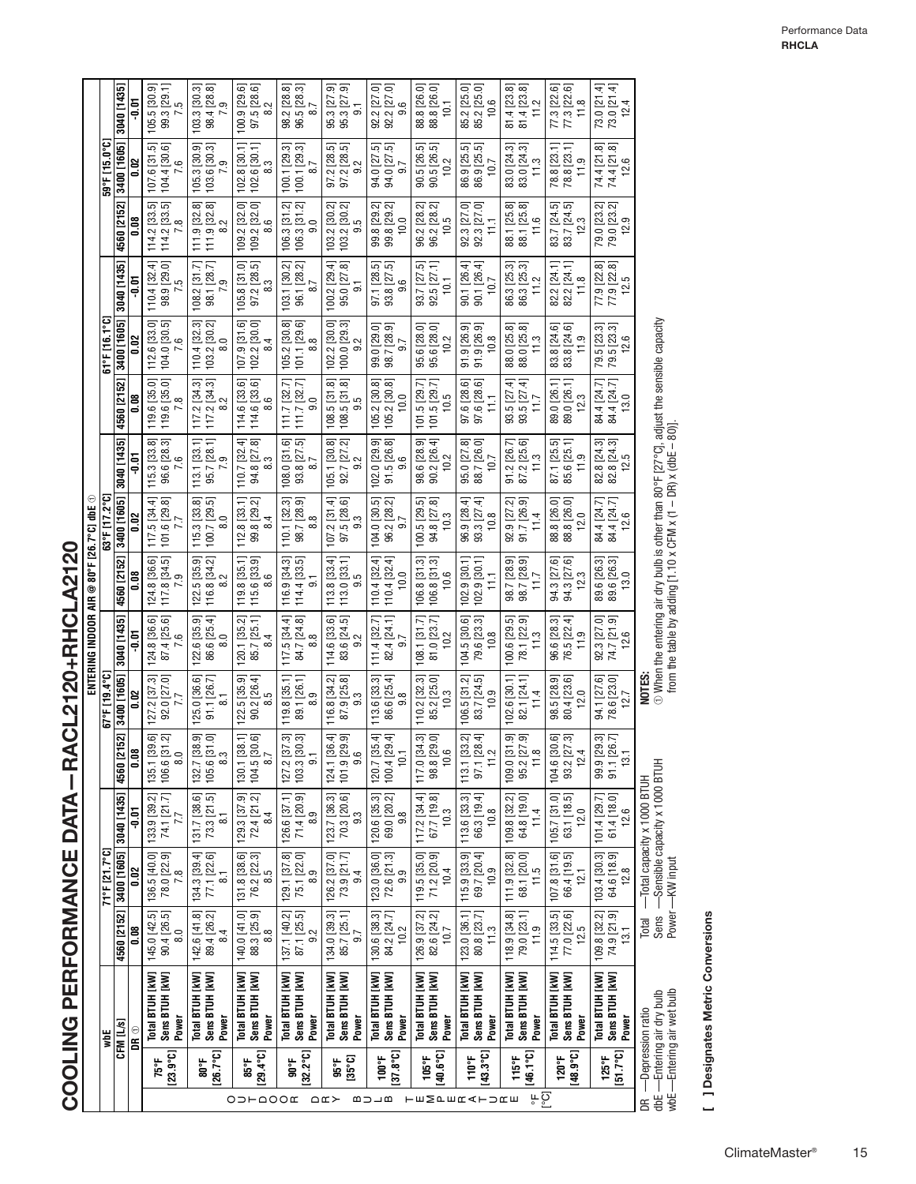# COOLING PERFORMANCE DATA – RACL2120+RHCLA2120

| | | ENTERING INDOOR AIR @ 80°F [26.7°C] dbE ① | | | | | | | | | | | | | | |
|---|---|---|---|---|---|---|---|---|---|---|---|---|---|---|---|---|
| | wbE | 71°F [21.7°C] | | | 67°F [19.4°C] | | | 63°F [17.2°C] | | | 61°F [16.1°C] | | | 59°F [15.0°C] | | |
| | CFM [L/s] | 4560 [2152] | 3400 [1605] | 3040 [1435] | 4560 [2152] | 3400 [1605] | 3040 [1435] | 4560 [2152] | 3400 [1605] | 3040 [1435] | 4560 [2152] | 3400 [1605] | 3040 [1435] | 4560 [2152] | 3400 [1605] | 3040 [1435] |
| | DR ① | 0.08 | 0.02 | -0.01 | 0.08 | 0.02 | -0.01 | 0.08 | 0.02 | -0.01 | 0.08 | 0.02 | -0.01 | 0.08 | 0.02 | -0.01 |
| 75°F [23.9°C] | Total BTUH [kW] | 145.0 [42.5] | 136.5 [40.0] | 133.9 [39.2] | 135.1 [39.6] | 127.2 [37.3] | 124.8 [36.6] | 124.8 [36.6] | 117.5 [34.4] | 115.3 [33.8] | 119.6 [35.0] | 112.6 [33.0] | 110.4 [32.4] | 114.2 [33.5] | 107.6 [31.5] | 105.5 [30.9] |
| | Sens BTUH [kW] | 90.4 [26.5] | 78.0 [22.9] | 74.1 [21.7] | 106.6 [31.2] | 92.0 [27.0] | 87.4 [25.6] | 117.8 [34.5] | 101.6 [29.8] | 96.6 [28.3] | 119.6 [35.0] | 104.0 [30.5] | 98.9 [29.0] | 114.2 [33.5] | 104.4 [30.6] | 99.3 [29.1] |
| | Power | 8.0 | 7.8 | 7.7 | 8.0 | 7.7 | 7.6 | 7.9 | 7.7 | 7.6 | 7.8 | 7.6 | 7.5 | 7.8 | 7.6 | 7.5 |
| 80°F [26.7°C] | Total BTUH [kW] | 142.6 [41.8] | 134.3 [39.4] | 131.7 [38.6] | 132.7 [38.9] | 125.0 [36.6] | 122.6 [35.9] | 122.5 [35.9] | 115.3 [33.8] | 113.1 [33.1] | 117.2 [34.3] | 110.4 [32.3] | 108.2 [31.7] | 111.9 [32.8] | 105.3 [30.9] | 103.3 [30.3] |
| | Sens BTUH [kW] | 89.4 [26.2] | 77.1 [22.6] | 73.3 [21.5] | 105.6 [31.0] | 91.1 [26.7] | 86.6 [25.4] | 116.8 [34.2] | 100.7 [29.5] | 95.7 [28.1] | 117.2 [34.3] | 103.2 [30.2] | 98.1 [28.7] | 111.9 [32.8] | 103.6 [30.3] | 98.4 [28.8] |
| | Power | 8.4 | 8.1 | 8.1 | 8.3 | 8.1 | 8.0 | 8.2 | 8.0 | 7.9 | 8.2 | 8.0 | 7.9 | 8.2 | 7.9 | 7.9 |
| 85°F [29.4°C] | Total BTUH [kW] | 140.0 [41.0] | 131.8 [38.6] | 129.3 [37.9] | 130.1 [38.1] | 122.5 [35.9] | 120.1 [35.2] | 119.8 [35.1] | 112.8 [33.1] | 110.7 [32.4] | 114.6 [33.6] | 107.9 [31.6] | 105.8 [31.0] | 109.2 [32.0] | 102.8 [30.1] | 100.9 [29.6] |
| | Sens BTUH [kW] | 88.3 [25.9] | 76.2 [22.3] | 72.4 [21.2] | 104.5 [30.6] | 90.2 [26.4] | 85.7 [25.1] | 115.6 [33.9] | 99.8 [29.2] | 94.8 [27.8] | 114.6 [33.6] | 102.2 [30.0] | 97.2 [28.5] | 109.2 [32.0] | 102.6 [30.1] | 97.5 [28.6] |
| | Power | 8.8 | 8.5 | 8.4 | 8.7 | 8.5 | 8.4 | 8.6 | 8.4 | 8.3 | 8.6 | 8.4 | 8.3 | 8.6 | 8.3 | 8.2 |
| 90°F [32.2°C] | Total BTUH [kW] | 137.1 [40.2] | 129.1 [37.8] | 126.6 [37.1] | 127.2 [37.3] | 119.8 [35.1] | 117.5 [34.4] | 116.9 [34.3] | 110.1 [32.3] | 108.0 [31.6] | 111.7 [32.7] | 105.2 [30.8] | 103.1 [30.2] | 106.3 [31.2] | 100.1 [29.3] | 98.2 [28.8] |
| | Sens BTUH [kW] | 87.1 [25.5] | 75.1 [22.0] | 71.4 [20.9] | 103.3 [30.3] | 89.1 [26.1] | 84.7 [24.8] | 114.4 [33.5] | 98.7 [28.9] | 93.8 [27.5] | 111.7 [32.7] | 101.1 [29.6] | 96.1 [28.2] | 106.3 [31.2] | 100.1 [29.3] | 96.5 [28.3] |
| | Power | 9.2 | 8.9 | 8.9 | 9.1 | 8.9 | 8.8 | 9.1 | 8.8 | 8.7 | 9.0 | 8.8 | 8.7 | 9.0 | 8.7 | 8.7 |
| 95°F [35°C] | Total BTUH [kW] | 134.0 [39.3] | 126.2 [37.0] | 123.7 [36.3] | 124.1 [36.4] | 116.8 [34.2] | 114.6 [33.6] | 113.8 [33.4] | 107.2 [31.4] | 105.1 [30.8] | 108.5 [31.8] | 102.2 [30.0] | 100.2 [29.4] | 103.2 [30.2] | 97.2 [28.5] | 95.3 [27.9] |
| | Sens BTUH [kW] | 85.7 [25.1] | 73.9 [21.7] | 70.3 [20.6] | 101.9 [29.9] | 87.9 [25.8] | 83.6 [24.5] | 113.0 [33.1] | 97.5 [28.6] | 92.7 [27.2] | 108.5 [31.8] | 100.0 [29.3] | 95.0 [27.8] | 103.2 [30.2] | 97.2 [28.5] | 95.3 [27.9] |
| | Power | 9.7 | 9.4 | 9.3 | 9.6 | 9.3 | 9.2 | 9.5 | 9.3 | 9.2 | 9.5 | 9.2 | 9.1 | 9.5 | 9.2 | 9.1 |
| 100°F [37.8°C] | Total BTUH [kW] | 130.6 [38.3] | 123.0 [36.0] | 120.6 [35.3] | 120.7 [35.4] | 113.6 [33.3] | 111.4 [32.7] | 110.4 [32.4] | 104.0 [30.5] | 102.0 [29.9] | 105.2 [30.8] | 99.0 [29.0] | 97.1 [28.5] | 99.8 [29.2] | 94.0 [27.5] | 92.2 [27.0] |
| | Sens BTUH [kW] | 84.2 [24.7] | 72.6 [21.3] | 69.0 [20.2] | 100.4 [29.4] | 86.6 [25.4] | 82.4 [24.1] | 110.4 [32.4] | 96.2 [28.2] | 91.5 [26.8] | 105.2 [30.8] | 98.7 [28.9] | 93.8 [27.5] | 99.8 [29.2] | 94.0 [27.5] | 92.2 [27.0] |
| | Power | 10.2 | 9.9 | 9.8 | 10.1 | 9.8 | 9.7 | 10.0 | 9.7 | 9.6 | 10.0 | 9.7 | 9.6 | 10.0 | 9.7 | 9.6 |
| 105°F [40.6°C] | Total BTUH [kW] | 126.9 [37.2] | 119.5 [35.0] | 117.2 [34.4] | 117.0 [34.3] | 110.2 [32.3] | 108.1 [31.7] | 106.8 [31.3] | 100.5 [29.5] | 98.6 [28.9] | 101.5 [29.7] | 95.6 [28.0] | 93.7 [27.5] | 96.2 [28.2] | 90.5 [26.5] | 88.8 [26.0] |
| | Sens BTUH [kW] | 82.6 [24.2] | 71.2 [20.9] | 67.7 [19.8] | 98.8 [29.0] | 85.2 [25.0] | 81.0 [23.7] | 106.8 [31.3] | 94.8 [27.8] | 90.2 [26.4] | 101.5 [29.7] | 95.6 [28.0] | 92.5 [27.1] | 96.2 [28.2] | 90.5 [26.5] | 88.8 [26.0] |
| | Power | 10.7 | 10.4 | 10.3 | 10.6 | 10.3 | 10.2 | 10.6 | 10.3 | 10.2 | 10.5 | 10.2 | 10.1 | 10.5 | 10.2 | 10.1 |
| 110°F [43.3°C] | Total BTUH [kW] | 123.0 [36.1] | 115.9 [33.9] | 113.6 [33.3] | 113.1 [33.2] | 106.5 [31.2] | 104.5 [30.6] | 102.9 [30.1] | 96.9 [28.4] | 95.0 [27.8] | 97.6 [28.6] | 91.9 [26.9] | 90.1 [26.4] | 92.3 [27.0] | 86.9 [25.5] | 85.2 [25.0] |
| | Sens BTUH [kW] | 80.8 [23.7] | 69.7 [20.4] | 66.3 [19.4] | 97.1 [28.4] | 83.7 [24.5] | 79.6 [23.3] | 102.9 [30.1] | 93.3 [27.4] | 88.7 [26.0] | 97.6 [28.6] | 91.9 [26.9] | 90.1 [26.4] | 92.3 [27.0] | 86.9 [25.5] | 85.2 [25.0] |
| | Power | 11.3 | 10.9 | 10.8 | 11.2 | 10.9 | 10.8 | 11.1 | 10.8 | 10.7 | 11.1 | 10.8 | 10.7 | 11.1 | 10.7 | 10.6 |
| 115°F [46.1°C] | Total BTUH [kW] | 118.9 [34.8] | 111.9 [32.8] | 109.8 [32.2] | 109.0 [31.9] | 102.6 [30.1] | 100.6 [29.5] | 98.7 [28.9] | 92.9 [27.2] | 91.2 [26.7] | 93.5 [27.4] | 88.0 [25.8] | 86.3 [25.3] | 88.1 [25.8] | 83.0 [24.3] | 81.4 [23.8] |
| | Sens BTUH [kW] | 79.0 [23.1] | 68.1 [20.0] | 64.8 [19.0] | 95.2 [27.9] | 82.1 [24.1] | 78.1 [22.9] | 98.7 [28.9] | 91.7 [26.9] | 87.2 [25.6] | 93.5 [27.4] | 88.0 [25.8] | 86.3 [25.3] | 88.1 [25.8] | 83.0 [24.3] | 81.4 [23.8] |
| | Power | 11.9 | 11.5 | 11.4 | 11.8 | 11.4 | 11.3 | 11.7 | 11.4 | 11.3 | 11.7 | 11.3 | 11.2 | 11.6 | 11.3 | 11.2 |
| 120°F [48.9°C] | Total BTUH [kW] | 114.5 [33.5] | 107.8 [31.6] | 105.7 [31.0] | 104.6 [30.6] | 98.5 [28.9] | 96.6 [28.3] | 94.3 [27.6] | 88.8 [26.0] | 87.1 [25.5] | 89.0 [26.1] | 83.8 [24.6] | 82.2 [24.1] | 83.7 [24.5] | 78.8 [23.1] | 77.3 [22.6] |
| | Sens BTUH [kW] | 77.0 [22.6] | 66.4 [19.5] | 63.1 [18.5] | 93.2 [27.3] | 80.4 [23.6] | 76.5 [22.4] | 94.3 [27.6] | 88.8 [26.0] | 85.6 [25.1] | 89.0 [26.1] | 83.8 [24.6] | 82.2 [24.1] | 83.7 [24.5] | 78.8 [23.1] | 77.3 [22.6] |
| | Power | 12.5 | 12.1 | 12.0 | 12.4 | 12.0 | 11.9 | 12.3 | 12.0 | 11.9 | 12.3 | 11.9 | 11.8 | 12.3 | 11.9 | 11.8 |
| 125°F [51.7°C] | Total BTUH [kW] | 109.8 [32.2] | 103.4 [30.3] | 101.4 [29.7] | 99.9 [29.3] | 94.1 [27.6] | 92.3 [27.0] | 89.6 [26.3] | 84.4 [24.7] | 82.8 [24.3] | 84.4 [24.7] | 79.5 [23.3] | 77.9 [22.8] | 79.0 [23.2] | 74.4 [21.8] | 73.0 [21.4] |
| | Sens BTUH [kW] | 74.9 [21.9] | 64.6 [18.9] | 61.4 [18.0] | 91.1 [26.7] | 78.6 [23.0] | 74.7 [21.9] | 89.6 [26.3] | 84.4 [24.7] | 82.8 [24.3] | 84.4 [24.7] | 79.5 [23.3] | 77.9 [22.8] | 79.0 [23.2] | 74.4 [21.8] | 73.0 [21.4] |
| | Power | 13.1 | 12.8 | 12.6 | 13.1 | 12.7 | 12.6 | 13.0 | 12.6 | 12.5 | 13.0 | 12.6 | 12.5 | 12.9 | 12.6 | 12.4 |

OUTDOOR DRY BULB TEMPERATURE °F [°C]

DR —Depression ratio
dbE —Entering air dry bulb
wbE —Entering air wet bulb

Total —Total capacity x 1000 BTUH
Sens —Sensible capacity x 1000 BTUH
Power —KW input

**NOTES:**
① When the entering air dry bulb is other than 80°F [27°C], adjust the sensible capacity from the table by adding [1.10 x CFM x (1 – DR) x (dbE – 80)].

**[ ] Designates Metric Conversions**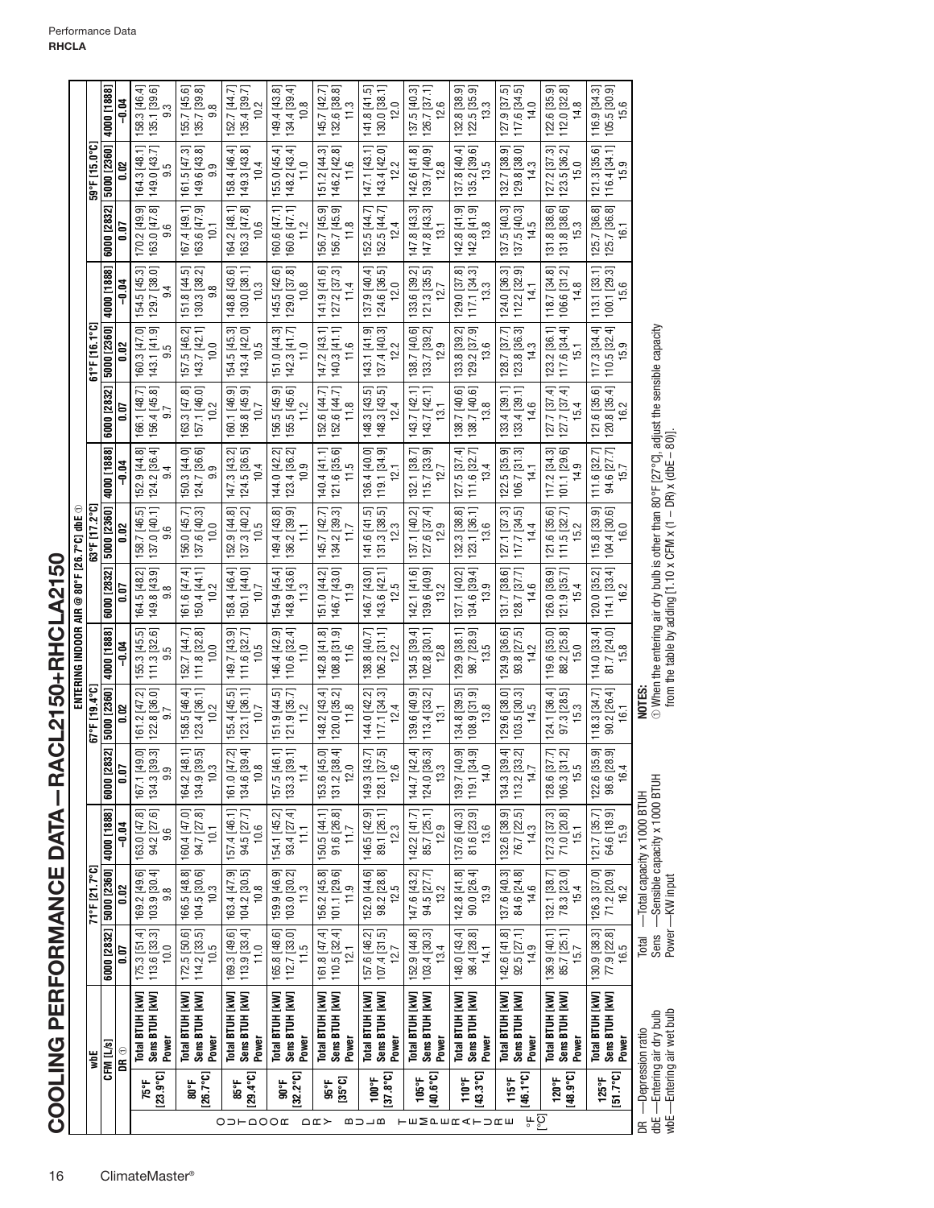# COOLING PERFORMANCE DATA – RACL2150+RHCLA2150

ENTERING INDOOR AIR @ 80°F [26.7°C] dbE ①

| wbE | | 71°F [21.7°C] | | | 67°F [19.4°C] | | | 63°F [17.2°C] | | | 61°F [16.1°C] | | | 59°F [15.0°C] | | |
|---|---|---|---|---|---|---|---|---|---|---|---|---|---|---|---|---|
| CFM [L/s] | | 6000 [2832] | 5000 [2360] | 4000 [1888] | 6000 [2832] | 5000 [2360] | 4000 [1888] | 6000 [2832] | 5000 [2360] | 4000 [1888] | 6000 [2832] | 5000 [2360] | 4000 [1888] | 6000 [2832] | 5000 [2360] | 4000 [1888] |
| DR ① | | 0.07 | 0.02 | –0.04 | 0.07 | 0.02 | –0.04 | 0.07 | 0.02 | –0.04 | 0.07 | 0.02 | –0.04 | 0.07 | 0.02 | –0.04 |
| 75°F [23.9°C] | Total BTUH [kW] | 175.3 [51.4] | 169.2 [49.6] | 163.0 [47.8] | 167.1 [49.0] | 161.2 [47.2] | 155.3 [45.5] | 164.5 [48.2] | 158.7 [46.5] | 152.9 [44.8] | 166.1 [48.7] | 160.3 [47.0] | 154.5 [45.3] | 170.2 [49.9] | 164.3 [48.1] | 158.3 [46.4] |
| | Sens BTUH [kW] | 113.6 [33.3] | 103.9 [30.4] | 94.2 [27.6] | 134.3 [39.3] | 122.8 [36.0] | 111.3 [32.6] | 149.8 [43.9] | 137.0 [40.1] | 124.2 [36.4] | 156.4 [45.8] | 143.1 [41.9] | 129.7 [38.0] | 163.0 [47.8] | 149.0 [43.7] | 135.1 [39.6] |
| | Power | 10.0 | 9.8 | 9.6 | 9.9 | 9.7 | 9.5 | 9.8 | 9.6 | 9.4 | 9.7 | 9.5 | 9.4 | 9.6 | 9.5 | 9.3 |
| 80°F [26.7°C] | Total BTUH [kW] | 172.5 [50.6] | 166.5 [48.8] | 160.4 [47.0] | 164.2 [48.1] | 158.5 [46.4] | 152.7 [44.7] | 161.6 [47.4] | 156.0 [45.7] | 150.3 [44.0] | 163.3 [47.8] | 157.5 [46.2] | 151.8 [44.5] | 167.4 [49.1] | 161.5 [47.3] | 155.7 [45.6] |
| | Sens BTUH [kW] | 114.2 [33.5] | 104.5 [30.6] | 94.7 [27.8] | 134.9 [39.5] | 123.4 [36.1] | 111.8 [32.8] | 150.4 [44.1] | 137.6 [40.3] | 124.7 [36.6] | 157.1 [46.0] | 143.7 [42.1] | 130.3 [38.2] | 163.6 [47.9] | 149.6 [43.8] | 135.7 [39.8] |
| | Power | 10.5 | 10.3 | 10.1 | 10.3 | 10.2 | 10.0 | 10.2 | 10.0 | 9.9 | 10.2 | 10.0 | 9.8 | 10.1 | 9.9 | 9.8 |
| 85°F [29.4°C] | Total BTUH [kW] | 169.3 [49.6] | 163.4 [47.9] | 157.4 [46.1] | 161.0 [47.2] | 155.4 [45.5] | 149.7 [43.9] | 158.4 [46.4] | 152.9 [44.8] | 147.3 [43.2] | 160.1 [46.9] | 154.5 [45.3] | 148.8 [43.6] | 164.2 [48.1] | 158.4 [46.4] | 152.7 [44.7] |
| | Sens BTUH [kW] | 113.9 [33.4] | 104.2 [30.5] | 94.5 [27.7] | 134.6 [39.4] | 123.1 [36.1] | 111.6 [32.7] | 150.1 [44.0] | 137.3 [40.2] | 124.5 [36.5] | 156.8 [45.9] | 143.4 [42.0] | 130.0 [38.1] | 163.3 [47.8] | 149.3 [43.8] | 135.4 [39.7] |
| | Power | 11.0 | 10.8 | 10.6 | 10.8 | 10.7 | 10.5 | 10.7 | 10.5 | 10.4 | 10.7 | 10.5 | 10.3 | 10.6 | 10.4 | 10.2 |
| 90°F [32.2°C] | Total BTUH [kW] | 165.8 [48.6] | 159.9 [46.9] | 154.1 [45.2] | 157.5 [46.1] | 151.9 [44.5] | 146.4 [42.9] | 154.9 [45.4] | 149.4 [43.8] | 144.0 [42.2] | 156.5 [45.9] | 151.0 [44.3] | 145.5 [42.6] | 160.6 [47.1] | 155.0 [45.4] | 149.4 [43.8] |
| | Sens BTUH [kW] | 112.7 [33.0] | 103.0 [30.2] | 93.4 [27.4] | 133.3 [39.1] | 121.9 [35.7] | 110.6 [32.4] | 148.9 [43.6] | 136.2 [39.9] | 123.4 [36.2] | 155.5 [45.6] | 142.3 [41.7] | 129.0 [37.8] | 160.6 [47.1] | 148.2 [43.4] | 134.4 [39.4] |
| | Power | 11.5 | 11.3 | 11.1 | 11.4 | 11.2 | 11.0 | 11.3 | 11.1 | 10.9 | 11.2 | 11.0 | 10.8 | 11.2 | 11.0 | 10.8 |
| 95°F [35°C] | Total BTUH [kW] | 161.8 [47.4] | 156.2 [45.8] | 150.5 [44.1] | 153.6 [45.0] | 148.2 [43.4] | 142.8 [41.8] | 151.0 [44.2] | 145.7 [42.7] | 140.4 [41.1] | 152.6 [44.7] | 147.2 [43.1] | 141.9 [41.6] | 156.7 [45.9] | 151.2 [44.3] | 145.7 [42.7] |
| | Sens BTUH [kW] | 110.5 [32.4] | 101.1 [29.6] | 91.6 [26.8] | 131.2 [38.4] | 120.0 [35.2] | 108.8 [31.9] | 146.7 [43.0] | 134.2 [39.3] | 121.6 [35.6] | 152.6 [44.7] | 140.3 [41.1] | 127.2 [37.3] | 156.7 [45.9] | 146.2 [42.8] | 132.6 [38.8] |
| | Power | 12.1 | 11.9 | 11.7 | 12.0 | 11.8 | 11.6 | 11.9 | 11.7 | 11.5 | 11.8 | 11.6 | 11.4 | 11.8 | 11.6 | 11.3 |
| 100°F [37.8°C] | Total BTUH [kW] | 157.6 [46.2] | 152.0 [44.6] | 146.5 [42.9] | 149.3 [43.7] | 144.0 [42.2] | 138.8 [40.7] | 146.7 [43.0] | 141.6 [41.5] | 136.4 [40.0] | 148.3 [43.5] | 143.1 [41.9] | 137.9 [40.4] | 152.5 [44.7] | 147.1 [43.1] | 141.8 [41.5] |
| | Sens BTUH [kW] | 107.4 [31.5] | 98.2 [28.8] | 89.1 [26.1] | 128.1 [37.5] | 117.1 [34.3] | 106.2 [31.1] | 143.6 [42.1] | 131.3 [38.5] | 119.1 [34.9] | 148.3 [43.5] | 137.4 [40.3] | 124.6 [36.5] | 152.5 [44.7] | 143.4 [42.0] | 130.0 [38.1] |
| | Power | 12.7 | 12.5 | 12.3 | 12.6 | 12.4 | 12.2 | 12.5 | 12.3 | 12.1 | 12.4 | 12.2 | 12.0 | 12.4 | 12.2 | 12.0 |
| 105°F [40.6°C] | Total BTUH [kW] | 152.9 [44.8] | 147.6 [43.2] | 142.2 [41.7] | 144.7 [42.4] | 139.6 [40.9] | 134.5 [39.4] | 142.1 [41.6] | 137.1 [40.2] | 132.1 [38.7] | 143.7 [42.1] | 138.7 [40.6] | 133.6 [39.2] | 147.8 [43.3] | 142.6 [41.8] | 137.5 [40.3] |
| | Sens BTUH [kW] | 103.4 [30.3] | 94.5 [27.7] | 85.7 [25.1] | 124.0 [36.3] | 113.4 [33.2] | 102.8 [30.1] | 139.6 [40.9] | 127.6 [37.4] | 115.7 [33.9] | 143.7 [42.1] | 133.7 [39.2] | 121.3 [35.5] | 147.8 [43.3] | 139.7 [40.9] | 126.7 [37.1] |
| | Power | 13.4 | 13.2 | 12.9 | 13.3 | 13.1 | 12.8 | 13.2 | 12.9 | 12.7 | 13.1 | 12.9 | 12.7 | 13.1 | 12.8 | 12.6 |
| 110°F [43.3°C] | Total BTUH [kW] | 148.0 [43.4] | 142.8 [41.8] | 137.6 [40.3] | 139.7 [40.9] | 134.8 [39.5] | 129.9 [38.1] | 137.1 [40.2] | 132.3 [38.8] | 127.5 [37.4] | 138.7 [40.6] | 133.8 [39.2] | 129.0 [37.8] | 142.8 [41.9] | 137.8 [40.4] | 132.8 [38.9] |
| | Sens BTUH [kW] | 98.4 [28.8] | 90.0 [26.4] | 81.6 [23.9] | 119.1 [34.9] | 108.9 [31.9] | 98.7 [28.9] | 134.6 [39.4] | 123.1 [36.1] | 111.6 [32.7] | 138.7 [40.6] | 129.2 [37.9] | 117.1 [34.3] | 142.8 [41.9] | 135.2 [39.6] | 122.5 [35.9] |
| | Power | 14.1 | 13.9 | 13.6 | 14.0 | 13.8 | 13.5 | 13.9 | 13.6 | 13.4 | 13.8 | 13.6 | 13.3 | 13.8 | 13.5 | 13.3 |
| 115°F [46.1°C] | Total BTUH [kW] | 142.6 [41.8] | 137.6 [40.3] | 132.6 [38.9] | 134.3 [39.4] | 129.6 [38.0] | 124.9 [36.6] | 131.7 [38.6] | 127.1 [37.3] | 122.5 [35.9] | 133.4 [39.1] | 128.7 [37.7] | 124.0 [36.3] | 137.5 [40.3] | 132.7 [38.9] | 127.9 [37.5] |
| | Sens BTUH [kW] | 92.5 [27.1] | 84.6 [24.8] | 76.7 [22.5] | 113.2 [33.2] | 103.5 [30.3] | 93.8 [27.5] | 128.7 [37.7] | 117.7 [34.5] | 106.7 [31.3] | 133.4 [39.1] | 123.8 [36.3] | 112.2 [32.9] | 137.5 [40.3] | 129.8 [38.0] | 117.6 [34.5] |
| | Power | 14.9 | 14.6 | 14.3 | 14.7 | 14.5 | 14.2 | 14.6 | 14.4 | 14.1 | 14.6 | 14.3 | 14.1 | 14.5 | 14.3 | 14.0 |
| 120°F [48.9°C] | Total BTUH [kW] | 136.9 [40.1] | 132.1 [38.7] | 127.3 [37.3] | 128.6 [37.7] | 124.1 [36.4] | 119.6 [35.0] | 126.0 [36.9] | 121.6 [35.6] | 117.2 [34.3] | 127.7 [37.4] | 123.2 [36.1] | 118.7 [34.8] | 131.8 [38.6] | 127.2 [37.3] | 122.6 [35.9] |
| | Sens BTUH [kW] | 85.7 [25.1] | 78.3 [23.0] | 71.0 [20.8] | 106.3 [31.2] | 97.3 [28.5] | 88.2 [25.8] | 121.9 [35.7] | 111.5 [32.7] | 101.1 [29.6] | 127.7 [37.4] | 117.6 [34.4] | 106.6 [31.2] | 131.8 [38.6] | 123.5 [36.2] | 112.0 [32.8] |
| | Power | 15.7 | 15.4 | 15.1 | 15.5 | 15.3 | 15.0 | 15.4 | 15.2 | 14.9 | 15.4 | 15.1 | 14.8 | 15.3 | 15.0 | 14.8 |
| 125°F [51.7°C] | Total BTUH [kW] | 130.9 [38.3] | 126.3 [37.0] | 121.7 [35.7] | 122.6 [35.9] | 118.3 [34.7] | 114.0 [33.4] | 120.0 [35.2] | 115.8 [33.9] | 111.6 [32.7] | 121.6 [35.6] | 117.3 [34.4] | 113.1 [33.1] | 125.7 [36.8] | 121.3 [35.6] | 116.9 [34.3] |
| | Sens BTUH [kW] | 77.9 [22.8] | 71.2 [20.9] | 64.6 [18.9] | 98.6 [28.9] | 90.2 [26.4] | 81.7 [24.0] | 114.1 [33.4] | 104.4 [30.6] | 94.6 [27.7] | 120.8 [35.4] | 110.5 [32.4] | 100.1 [29.3] | 125.7 [36.8] | 116.4 [34.1] | 105.5 [30.9] |
| | Power | 16.5 | 16.2 | 15.9 | 16.4 | 16.1 | 15.8 | 16.2 | 16.0 | 15.7 | 16.2 | 15.9 | 15.6 | 16.1 | 15.9 | 15.6 |

Rows: OUTDOOR DRY BULB TEMPERATURE °F [°C]

DR —Depression ratio
dbE —Entering air dry bulb
wbE —Entering air wet bulb

Total —Total capacity x 1000 BTUH
Sens —Sensible capacity x 1000 BTUH
Power —KW input

**NOTES:**

① When the entering air dry bulb is other than 80°F [27°C], adjust the sensible capacity from the table by adding [1.10 x CFM x (1 – DR) x (dbE – 80)].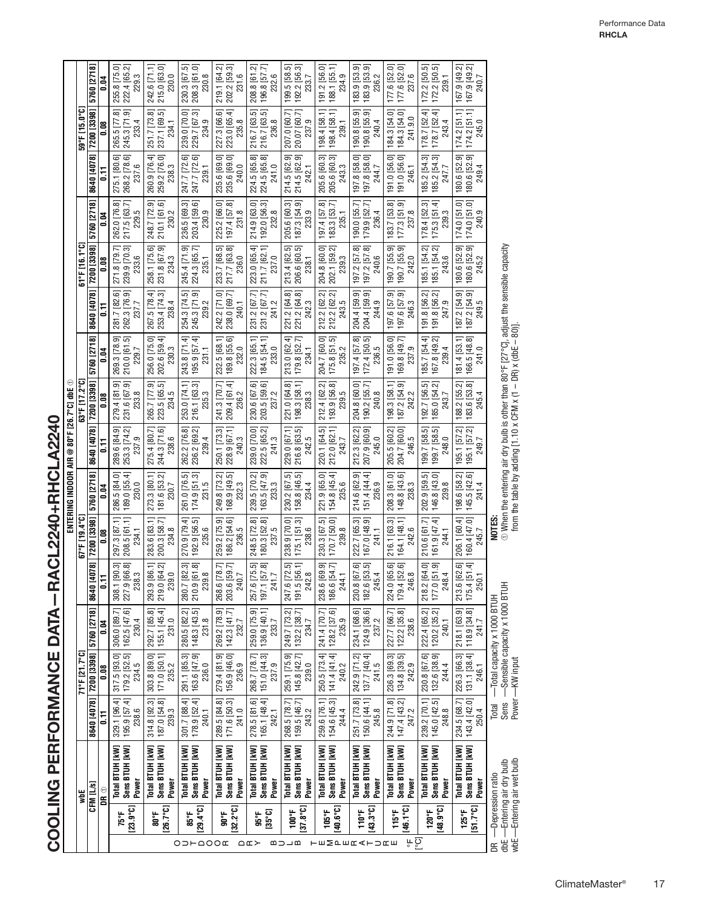# COOLING PERFORMANCE DATA – RACL2240+RHCLA2240

| | ENTERING INDOOR AIR @ 80°F [26.7°C] dbE ① | | | | | | | | | | | | | | | |
|---|---|---|---|---|---|---|---|---|---|---|---|---|---|---|---|---|
| | wbE | 71°F [21.7°C] | | | 67°F [19.4°C] | | | 63°F [17.2°C] | | | 61°F [16.1°C] | | | 59°F [15.0°C] | | |
| | CFM [L/s] | 8640 [4078] | 7200 [3398] | 5760 [2718] | 8640 [4078] | 7200 [3398] | 5760 [2718] | 8640 [4078] | 7200 [3398] | 5760 [2718] | 8640 [4078] | 7200 [3398] | 5760 [2718] | 8640 [4078] | 7200 [3398] | 5760 [2718] |
| **OUTDOOR DRY BULB TEMPERATURE °F [°C]** | DR ① | 0.11 | 0.08 | 0.04 | 0.11 | 0.08 | 0.04 | 0.11 | 0.08 | 0.04 | 0.11 | 0.08 | 0.04 | 0.11 | 0.08 | 0.04 |
| **75°F [23.9°C]** | **Total BTUH [kW]** | 329.1 [96.4] | 317.5 [93.0] | 306.0 [89.7] | 308.1 [90.3] | 297.3 [87.1] | 286.5 [84.0] | 289.6 [84.9] | 279.4 [81.9] | 269.3 [78.9] | 281.7 [82.6] | 271.8 [79.7] | 262.0 [76.8] | 275.1 [80.6] | 265.5 [77.8] | 255.8 [75.0] |
| | **Sens BTUH [kW]** | 195.9 [57.4] | 179.2 [52.5] | 162.5 [47.6] | 227.9 [66.8] | 208.5 [61.1] | 189.0 [55.4] | 253.3 [74.2] | 231.6 [67.9] | 210.0 [61.5] | 262.3 [76.9] | 239.9 [70.3] | 217.5 [63.7] | 268.2 [78.6] | 245.3 [71.9] | 222.4 [65.2] |
| | **Power** | 238.6 | 234.5 | 230.4 | 238.3 | 234.1 | 230.0 | 237.9 | 233.8 | 229.7 | 237.7 | 233.6 | 229.5 | 237.6 | 233.4 | 229.3 |
| **80°F [26.7°C]** | **Total BTUH [kW]** | 314.8 [92.3] | 303.8 [89.0] | 292.7 [85.8] | 293.9 [86.1] | 283.6 [83.1] | 273.3 [80.1] | 275.4 [80.7] | 265.7 [77.9] | 256.0 [75.0] | 267.5 [78.4] | 258.1 [75.6] | 248.7 [72.9] | 260.9 [76.4] | 251.7 [73.8] | 242.6 [71.1] |
| | **Sens BTUH [kW]** | 187.0 [54.8] | 171.0 [50.1] | 155.1 [45.4] | 219.0 [64.2] | 200.3 [58.7] | 181.6 [53.2] | 244.3 [71.6] | 223.5 [65.5] | 202.6 [59.4] | 253.4 [74.3] | 231.8 [67.9] | 210.1 [61.6] | 259.2 [76.0] | 237.1 [69.5] | 215.0 [63.0] |
| | **Power** | 239.3 | 235.2 | 231.0 | 239.0 | 234.8 | 230.7 | 238.6 | 234.5 | 230.3 | 238.4 | 234.3 | 230.2 | 238.3 | 234.1 | 230.0 |
| **85°F [29.4°C]** | **Total BTUH [kW]** | 301.7 [88.4] | 291.1 [85.3] | 280.5 [82.2] | 280.7 [82.3] | 270.9 [79.4] | 261.0 [76.5] | 262.2 [76.8] | 253.0 [74.1] | 243.8 [71.4] | 254.3 [74.5] | 245.4 [71.9] | 236.5 [69.3] | 247.7 [72.6] | 239.0 [70.0] | 230.3 [67.5] |
| | **Sens BTUH [kW]** | 178.9 [52.4] | 163.6 [47.9] | 148.3 [43.5] | 210.9 [61.8] | 192.9 [56.5] | 174.9 [51.3] | 236.2 [69.2] | 216.1 [63.3] | 195.9 [57.4] | 245.3 [71.9] | 224.3 [65.7] | 203.4 [59.6] | 247.7 [72.6] | 229.7 [67.3] | 208.3 [61.0] |
| | **Power** | 240.1 | 236.0 | 231.8 | 239.8 | 235.6 | 231.5 | 239.4 | 235.3 | 231.1 | 239.2 | 235.1 | 230.9 | 239.1 | 234.9 | 230.8 |
| **90°F [32.2°C]** | **Total BTUH [kW]** | 289.5 [84.8] | 279.4 [81.9] | 269.2 [78.9] | 268.6 [78.7] | 259.2 [75.9] | 249.8 [73.2] | 250.1 [73.3] | 241.3 [70.7] | 232.5 [68.1] | 242.2 [71.0] | 233.7 [68.5] | 225.2 [66.0] | 235.6 [69.0] | 227.3 [66.6] | 219.1 [64.2] |
| | **Sens BTUH [kW]** | 171.6 [50.3] | 156.9 [46.0] | 142.3 [41.7] | 203.6 [59.7] | 186.2 [54.6] | 168.9 [49.5] | 228.9 [67.1] | 209.4 [61.4] | 189.8 [55.6] | 238.0 [69.7] | 217.7 [63.8] | 197.4 [57.8] | 235.6 [69.0] | 223.0 [65.4] | 202.2 [59.3] |
| | **Power** | 241.0 | 236.9 | 232.7 | 240.7 | 236.5 | 232.3 | 240.3 | 236.2 | 232.0 | 240.1 | 236.0 | 231.8 | 240.0 | 235.8 | 231.6 |
| **95°F [35°C]** | **Total BTUH [kW]** | 278.5 [81.6] | 268.7 [78.7] | 259.0 [75.9] | 257.6 [75.5] | 248.5 [72.8] | 239.5 [70.2] | 239.0 [70.0] | 230.6 [67.6] | 222.3 [65.1] | 231.2 [67.7] | 223.0 [65.4] | 214.9 [63.0] | 224.5 [65.8] | 216.7 [63.5] | 208.8 [61.2] |
| | **Sens BTUH [kW]** | 165.1 [48.4] | 151.0 [44.3] | 136.9 [40.1] | 197.1 [57.8] | 180.3 [52.8] | 163.5 [47.9] | 222.5 [65.2] | 203.5 [59.6] | 184.5 [54.1] | 231.2 [67.7] | 211.7 [62.1] | 192.0 [56.3] | 224.5 [65.8] | 216.7 [63.5] | 196.8 [57.7] |
| | **Power** | 242.1 | 237.9 | 233.7 | 241.7 | 237.5 | 233.3 | 241.3 | 237.2 | 233.0 | 241.2 | 237.0 | 232.8 | 241.0 | 236.8 | 232.6 |
| **100°F [37.8°C]** | **Total BTUH [kW]** | 268.5 [78.7] | 259.1 [75.9] | 249.7 [73.2] | 247.6 [72.5] | 238.9 [70.0] | 230.2 [67.5] | 229.0 [67.1] | 221.0 [64.8] | 213.0 [62.4] | 221.2 [64.8] | 213.4 [62.5] | 205.6 [60.3] | 214.5 [62.9] | 207.0 [60.7] | 199.5 [58.5] |
| | **Sens BTUH [kW]** | 159.5 [46.7] | 145.8 [42.7] | 132.2 [38.7] | 191.5 [56.1] | 175.1 [51.3] | 158.8 [46.5] | 216.8 [63.5] | 198.3 [58.1] | 179.8 [52.7] | 221.2 [64.8] | 206.6 [60.5] | 187.3 [54.9] | 214.5 [62.9] | 20.07 [60.7] | 192.2 [56.3] |
| | **Power** | 243.2 | 239.0 | 234.7 | 242.8 | 238.6 | 234.4 | 242.5 | 238.3 | 234.1 | 242.3 | 238.1 | 233.9 | 242.1 | 237.9 | 233.7 |
| **105°F [40.6°C]** | **Total BTUH [kW]** | 259.6 [76.1] | 250.5 [73.4] | 241.4 [70.7] | 238.6 [69.9] | 230.3 [67.5] | 221.9 [65.0] | 220.1 [64.5] | 212.4 [62.2] | 204.7 [60.0] | 212.2 [62.2] | 204.8 [60.0] | 197.4 [57.8] | 205.6 [60.3] | 198.4 [58.1] | 191.2 [56.0] |
| | **Sens BTUH [kW]** | 154.6 [45.3] | 141.4 [41.4] | 128.2 [37.6] | 186.6 [54.7] | 170.7 [50.0] | 154.8 [45.4] | 212.0 [62.1] | 193.9 [56.8] | 175.8 [51.5] | 212.2 [62.2] | 202.1 [59.2] | 183.3 [53.7] | 205.6 [60.3] | 198.4 [58.1] | 188.1 [55.1] |
| | **Power** | 244.4 | 240.2 | 235.9 | 244.1 | 239.8 | 235.6 | 243.7 | 239.5 | 235.2 | 243.5 | 239.3 | 235.1 | 243.3 | 239.1 | 234.9 |
| **110°F [43.3°C]** | **Total BTUH [kW]** | 251.7 [73.8] | 242.9 [71.2] | 234.1 [68.6] | 230.8 [67.6] | 222.7 [65.3] | 214.6 [62.9] | 212.3 [62.2] | 204.8 [60.0] | 197.4 [57.8] | 204.4 [59.9] | 197.2 [57.8] | 190.0 [55.7] | 197.8 [58.0] | 190.8 [55.9] | 183.9 [53.9] |
| | **Sens BTUH [kW]** | 150.6 [44.1] | 137.7 [40.4] | 124.9 [36.6] | 182.6 [53.5] | 167.0 [48.9] | 151.4 [44.4] | 207.9 [60.9] | 190.2 [55.7] | 172.4 [50.5] | 204.4 [59.9] | 197.2 [57.8] | 179.9 [52.7] | 197.8 [58.0] | 190.8 [55.9] | 183.9 [53.9] |
| | **Power** | 245.8 | 241.5 | 237.2 | 245.4 | 241.1 | 236.9 | 245.0 | 240.8 | 236.5 | 244.9 | 240.6 | 236.4 | 244.7 | 240.4 | 236.2 |
| **115°F [46.1°C]** | **Total BTUH [kW]** | 244.9 [71.8] | 236.3 [69.3] | 227.7 [66.7] | 224.0 [65.6] | 216.1 [63.3] | 208.3 [61.0] | 205.5 [60.2] | 198.3 [58.1] | 191.0 [56.0] | 197.6 [57.9] | 190.7 [55.9] | 183.7 [53.8] | 191.0 [56.0] | 184.3 [54.0] | 177.6 [52.0] |
| | **Sens BTUH [kW]** | 147.4 [43.2] | 134.8 [39.5] | 122.2 [35.8] | 179.4 [52.6] | 164.1 [48.1] | 148.8 [43.6] | 204.7 [60.0] | 187.2 [54.9] | 169.8 [49.7] | 197.6 [57.9] | 190.7 [55.9] | 177.3 [51.9] | 191.0 [56.0] | 184.3 [54.0] | 177.6 [52.0] |
| | **Power** | 247.2 | 242.9 | 238.6 | 246.8 | 242.6 | 238.3 | 246.5 | 242.2 | 237.9 | 246.3 | 242.0 | 237.8 | 246.1 | 241.9.0 | 237.6 |
| **120°F [48.9°C]** | **Total BTUH [kW]** | 239.2 [70.1] | 230.8 [67.6] | 222.4 [65.2] | 218.2 [64.0] | 210.6 [61.7] | 202.9 [59.5] | 199.7 [58.5] | 192.7 [56.5] | 185.7 [54.4] | 191.8 [56.2] | 185.1 [54.2] | 178.4 [52.3] | 185.2 [54.3] | 178.7 [52.4] | 172.2 [50.5] |
| | **Sens BTUH [kW]** | 145.0 [42.5] | 132.6 [38.9] | 120.2 [35.2] | 177.0 [51.9] | 161.9 [47.4] | 146.8 [43.0] | 199.7 [58.5] | 185.0 [54.2] | 167.8 [49.2] | 191.8 [56.2] | 185.1 [54.2] | 175.3 [51.4] | 185.2 [54.3] | 178.7 [52.4] | 172.2 [50.5] |
| | **Power** | 248.8 | 244.4 | 240.1 | 248.4 | 244.1 | 239.8 | 248.0 | 243.7 | 239.4 | 247.9 | 243.6 | 239.3 | 247.7 | 243.4 | 239.1 |
| **125°F [51.7°C]** | **Total BTUH [kW]** | 234.5 [68.7] | 226.3 [66.3] | 218.1 [63.9] | 213.6 [62.6] | 206.1 [60.4] | 198.6 [58.2] | 195.1 [57.2] | 188.2 [55.2] | 181.4 [53.1] | 187.2 [54.9] | 180.6 [52.9] | 174.0 [51.0] | 180.6 [52.9] | 174.2 [51.1] | 167.9 [49.2] |
| | **Sens BTUH [kW]** | 143.4 [42.0] | 131.1 [38.4] | 118.9 [34.8] | 175.4 [51.4] | 160.4 [47.0] | 145.5 [42.6] | 195.1 [57.2] | 183.6 [53.8] | 166.5 [48.8] | 187.2 [54.9] | 180.6 [52.9] | 174.0 [51.0] | 180.6 [52.9] | 174.2 [51.1] | 167.9 [49.2] |
| | **Power** | 250.4 | 246.1 | 241.7 | 250.1 | 245.7 | 241.4 | 249.7 | 245.4 | 241.0 | 249.5 | 245.2 | 240.9 | 249.4 | 245.0 | 240.7 |

DR —Depression ratio
dbE —Entering air dry bulb
wbE —Entering air wet bulb

Total —Total capacity x 1000 BTUH
Sens —Sensible capacity x 1000 BTUH
Power —KW input

**NOTES:**
① When the entering air dry bulb is other than 80°F [27°C], adjust the sensible capacity from the table by adding [1.10 x CFM x (1 – DR) x (dbE – 80)].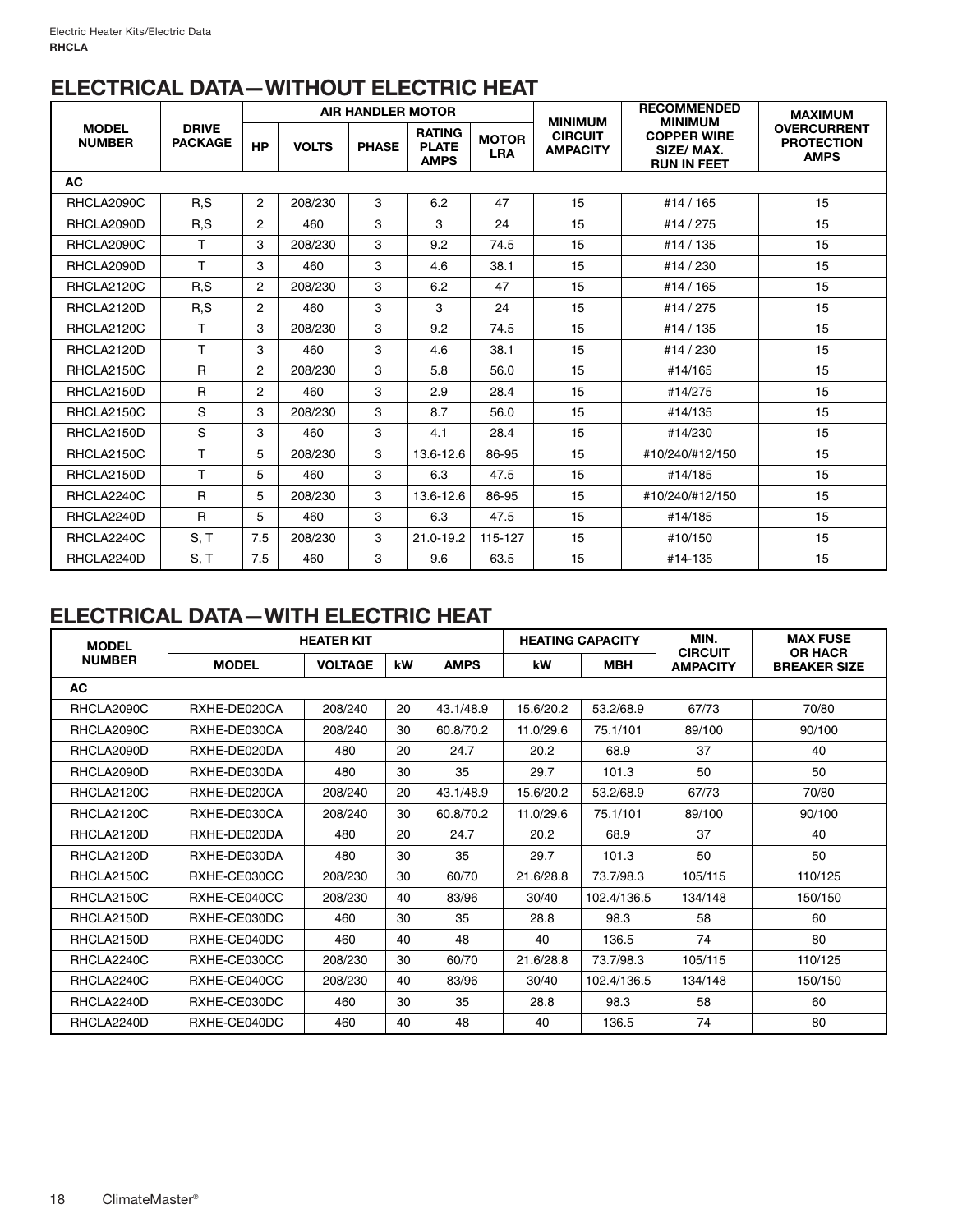## ELECTRICAL DATA—WITHOUT ELECTRIC HEAT

| MODEL NUMBER | DRIVE PACKAGE | AIR HANDLER MOTOR | | | | | MINIMUM CIRCUIT AMPACITY | RECOMMENDED MINIMUM COPPER WIRE SIZE/ MAX. RUN IN FEET | MAXIMUM OVERCURRENT PROTECTION AMPS |
|---|---|---|---|---|---|---|---|---|---|
| | | HP | VOLTS | PHASE | RATING PLATE AMPS | MOTOR LRA | | | |
| **AC** | | | | | | | | | |
| RHCLA2090C | R,S | 2 | 208/230 | 3 | 6.2 | 47 | 15 | #14 / 165 | 15 |
| RHCLA2090D | R,S | 2 | 460 | 3 | 3 | 24 | 15 | #14 / 275 | 15 |
| RHCLA2090C | T | 3 | 208/230 | 3 | 9.2 | 74.5 | 15 | #14 / 135 | 15 |
| RHCLA2090D | T | 3 | 460 | 3 | 4.6 | 38.1 | 15 | #14 / 230 | 15 |
| RHCLA2120C | R,S | 2 | 208/230 | 3 | 6.2 | 47 | 15 | #14 / 165 | 15 |
| RHCLA2120D | R,S | 2 | 460 | 3 | 3 | 24 | 15 | #14 / 275 | 15 |
| RHCLA2120C | T | 3 | 208/230 | 3 | 9.2 | 74.5 | 15 | #14 / 135 | 15 |
| RHCLA2120D | T | 3 | 460 | 3 | 4.6 | 38.1 | 15 | #14 / 230 | 15 |
| RHCLA2150C | R | 2 | 208/230 | 3 | 5.8 | 56.0 | 15 | #14/165 | 15 |
| RHCLA2150D | R | 2 | 460 | 3 | 2.9 | 28.4 | 15 | #14/275 | 15 |
| RHCLA2150C | S | 3 | 208/230 | 3 | 8.7 | 56.0 | 15 | #14/135 | 15 |
| RHCLA2150D | S | 3 | 460 | 3 | 4.1 | 28.4 | 15 | #14/230 | 15 |
| RHCLA2150C | T | 5 | 208/230 | 3 | 13.6-12.6 | 86-95 | 15 | #10/240/#12/150 | 15 |
| RHCLA2150D | T | 5 | 460 | 3 | 6.3 | 47.5 | 15 | #14/185 | 15 |
| RHCLA2240C | R | 5 | 208/230 | 3 | 13.6-12.6 | 86-95 | 15 | #10/240/#12/150 | 15 |
| RHCLA2240D | R | 5 | 460 | 3 | 6.3 | 47.5 | 15 | #14/185 | 15 |
| RHCLA2240C | S, T | 7.5 | 208/230 | 3 | 21.0-19.2 | 115-127 | 15 | #10/150 | 15 |
| RHCLA2240D | S, T | 7.5 | 460 | 3 | 9.6 | 63.5 | 15 | #14-135 | 15 |

## ELECTRICAL DATA—WITH ELECTRIC HEAT

| MODEL NUMBER | HEATER KIT | | | | HEATING CAPACITY | | MIN. CIRCUIT AMPACITY | MAX FUSE OR HACR BREAKER SIZE |
|---|---|---|---|---|---|---|---|---|
| | MODEL | VOLTAGE | kW | AMPS | kW | MBH | | |
| **AC** | | | | | | | | |
| RHCLA2090C | RXHE-DE020CA | 208/240 | 20 | 43.1/48.9 | 15.6/20.2 | 53.2/68.9 | 67/73 | 70/80 |
| RHCLA2090C | RXHE-DE030CA | 208/240 | 30 | 60.8/70.2 | 11.0/29.6 | 75.1/101 | 89/100 | 90/100 |
| RHCLA2090D | RXHE-DE020DA | 480 | 20 | 24.7 | 20.2 | 68.9 | 37 | 40 |
| RHCLA2090D | RXHE-DE030DA | 480 | 30 | 35 | 29.7 | 101.3 | 50 | 50 |
| RHCLA2120C | RXHE-DE020CA | 208/240 | 20 | 43.1/48.9 | 15.6/20.2 | 53.2/68.9 | 67/73 | 70/80 |
| RHCLA2120C | RXHE-DE030CA | 208/240 | 30 | 60.8/70.2 | 11.0/29.6 | 75.1/101 | 89/100 | 90/100 |
| RHCLA2120D | RXHE-DE020DA | 480 | 20 | 24.7 | 20.2 | 68.9 | 37 | 40 |
| RHCLA2120D | RXHE-DE030DA | 480 | 30 | 35 | 29.7 | 101.3 | 50 | 50 |
| RHCLA2150C | RXHE-CE030CC | 208/230 | 30 | 60/70 | 21.6/28.8 | 73.7/98.3 | 105/115 | 110/125 |
| RHCLA2150C | RXHE-CE040CC | 208/230 | 40 | 83/96 | 30/40 | 102.4/136.5 | 134/148 | 150/150 |
| RHCLA2150D | RXHE-CE030DC | 460 | 30 | 35 | 28.8 | 98.3 | 58 | 60 |
| RHCLA2150D | RXHE-CE040DC | 460 | 40 | 48 | 40 | 136.5 | 74 | 80 |
| RHCLA2240C | RXHE-CE030CC | 208/230 | 30 | 60/70 | 21.6/28.8 | 73.7/98.3 | 105/115 | 110/125 |
| RHCLA2240C | RXHE-CE040CC | 208/230 | 40 | 83/96 | 30/40 | 102.4/136.5 | 134/148 | 150/150 |
| RHCLA2240D | RXHE-CE030DC | 460 | 30 | 35 | 28.8 | 98.3 | 58 | 60 |
| RHCLA2240D | RXHE-CE040DC | 460 | 40 | 48 | 40 | 136.5 | 74 | 80 |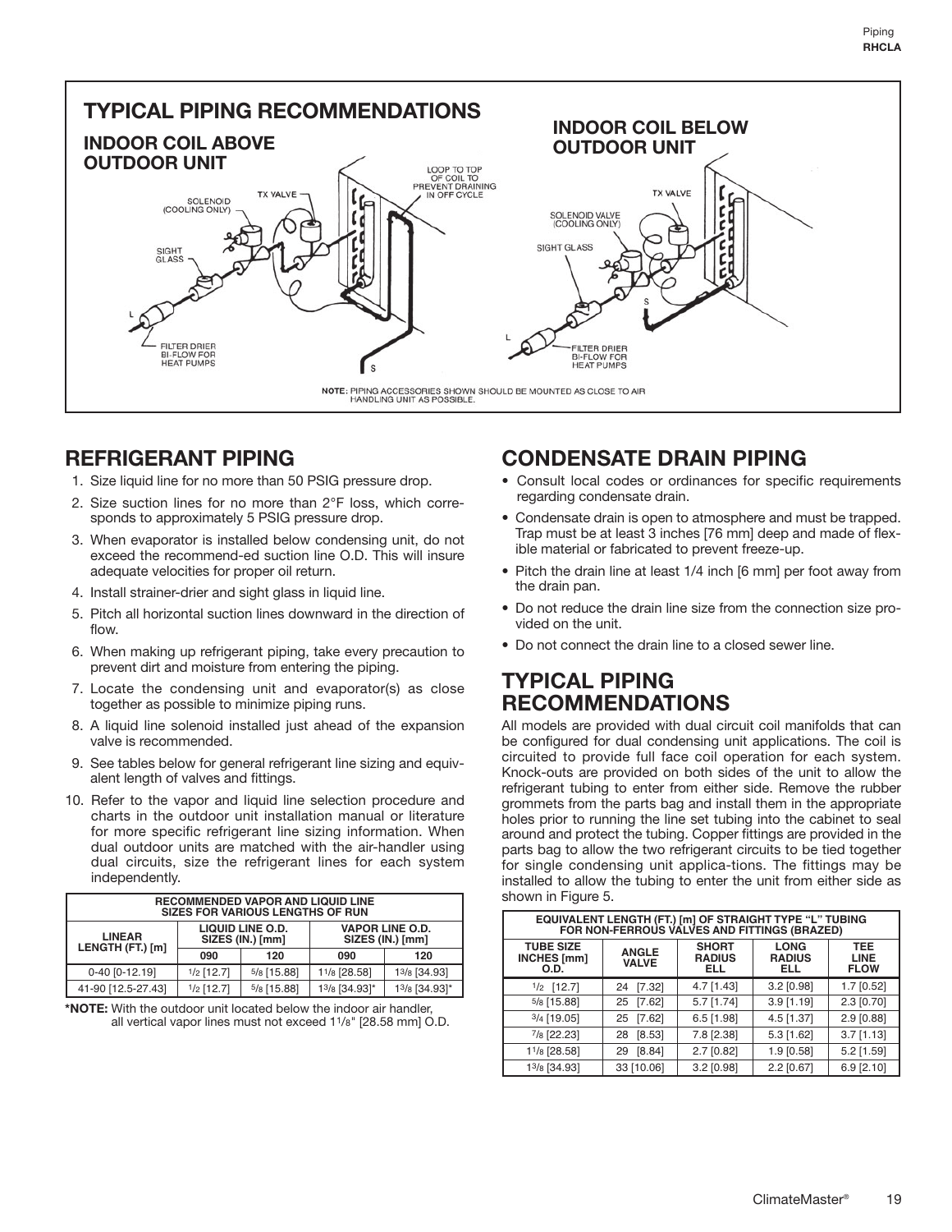## TYPICAL PIPING RECOMMENDATIONS

### INDOOR COIL ABOVE OUTDOOR UNIT

LOOP TO TOP OF COIL TO PREVENT DRAINING IN OFF CYCLE

TX VALVE

SOLENOID (COOLING ONLY)

SIGHT GLASS

L

FILTER DRIER BI-FLOW FOR HEAT PUMPS

S

### INDOOR COIL BELOW OUTDOOR UNIT

TX VALVE

SOLENOID VALVE (COOLING ONLY)

SIGHT GLASS

S

L

FILTER DRIER BI-FLOW FOR HEAT PUMPS

NOTE: PIPING ACCESSORIES SHOWN SHOULD BE MOUNTED AS CLOSE TO AIR HANDLING UNIT AS POSSIBLE.

## REFRIGERANT PIPING

1. Size liquid line for no more than 50 PSIG pressure drop.
2. Size suction lines for no more than 2°F loss, which corresponds to approximately 5 PSIG pressure drop.
3. When evaporator is installed below condensing unit, do not exceed the recommend-ed suction line O.D. This will insure adequate velocities for proper oil return.
4. Install strainer-drier and sight glass in liquid line.
5. Pitch all horizontal suction lines downward in the direction of flow.
6. When making up refrigerant piping, take every precaution to prevent dirt and moisture from entering the piping.
7. Locate the condensing unit and evaporator(s) as close together as possible to minimize piping runs.
8. A liquid line solenoid installed just ahead of the expansion valve is recommended.
9. See tables below for general refrigerant line sizing and equivalent length of valves and fittings.
10. Refer to the vapor and liquid line selection procedure and charts in the outdoor unit installation manual or literature for more specific refrigerant line sizing information. When dual outdoor units are matched with the air-handler using dual circuits, size the refrigerant lines for each system independently.

| RECOMMENDED VAPOR AND LIQUID LINE SIZES FOR VARIOUS LENGTHS OF RUN | | | | |
|---|---|---|---|---|
| LINEAR LENGTH (FT.) [m] | LIQUID LINE O.D. SIZES (IN.) [mm] | | VAPOR LINE O.D. SIZES (IN.) [mm] | |
| | 090 | 120 | 090 | 120 |
| 0-40 [0-12.19] | 1/2 [12.7] | 5/8 [15.88] | 1 1/8 [28.58] | 1 3/8 [34.93] |
| 41-90 [12.5-27.43] | 1/2 [12.7] | 5/8 [15.88] | 1 3/8 [34.93]* | 1 3/8 [34.93]* |

**\*NOTE:** With the outdoor unit located below the indoor air handler, all vertical vapor lines must not exceed 1 1/8" [28.58 mm] O.D.

## CONDENSATE DRAIN PIPING

- Consult local codes or ordinances for specific requirements regarding condensate drain.
- Condensate drain is open to atmosphere and must be trapped. Trap must be at least 3 inches [76 mm] deep and made of flexible material or fabricated to prevent freeze-up.
- Pitch the drain line at least 1/4 inch [6 mm] per foot away from the drain pan.
- Do not reduce the drain line size from the connection size provided on the unit.
- Do not connect the drain line to a closed sewer line.

## TYPICAL PIPING RECOMMENDATIONS

All models are provided with dual circuit coil manifolds that can be configured for dual condensing unit applications. The coil is circuited to provide full face coil operation for each system. Knock-outs are provided on both sides of the unit to allow the refrigerant tubing to enter from either side. Remove the rubber grommets from the parts bag and install them in the appropriate holes prior to running the line set tubing into the cabinet to seal around and protect the tubing. Copper fittings are provided in the parts bag to allow the two refrigerant circuits to be tied together for single condensing unit applica-tions. The fittings may be installed to allow the tubing to enter the unit from either side as shown in Figure 5.

| EQUIVALENT LENGTH (FT.) [m] OF STRAIGHT TYPE "L" TUBING FOR NON-FERROUS VALVES AND FITTINGS (BRAZED) | | | | |
|---|---|---|---|---|
| TUBE SIZE INCHES [mm] O.D. | ANGLE VALVE | SHORT RADIUS ELL | LONG RADIUS ELL | TEE LINE FLOW |
| 1/2 [12.7] | 24 [7.32] | 4.7 [1.43] | 3.2 [0.98] | 1.7 [0.52] |
| 5/8 [15.88] | 25 [7.62] | 5.7 [1.74] | 3.9 [1.19] | 2.3 [0.70] |
| 3/4 [19.05] | 25 [7.62] | 6.5 [1.98] | 4.5 [1.37] | 2.9 [0.88] |
| 7/8 [22.23] | 28 [8.53] | 7.8 [2.38] | 5.3 [1.62] | 3.7 [1.13] |
| 1 1/8 [28.58] | 29 [8.84] | 2.7 [0.82] | 1.9 [0.58] | 5.2 [1.59] |
| 1 3/8 [34.93] | 33 [10.06] | 3.2 [0.98] | 2.2 [0.67] | 6.9 [2.10] |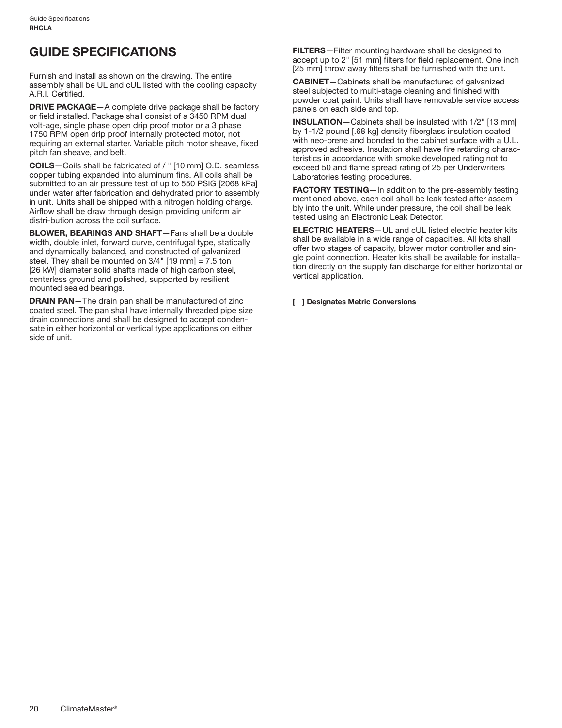# GUIDE SPECIFICATIONS

Furnish and install as shown on the drawing. The entire assembly shall be UL and cUL listed with the cooling capacity A.R.I. Certified.

**DRIVE PACKAGE**—A complete drive package shall be factory or field installed. Package shall consist of a 3450 RPM dual volt-age, single phase open drip proof motor or a 3 phase 1750 RPM open drip proof internally protected motor, not requiring an external starter. Variable pitch motor sheave, fixed pitch fan sheave, and belt.

**COILS**—Coils shall be fabricated of / " [10 mm] O.D. seamless copper tubing expanded into aluminum fins. All coils shall be submitted to an air pressure test of up to 550 PSIG [2068 kPa] under water after fabrication and dehydrated prior to assembly in unit. Units shall be shipped with a nitrogen holding charge. Airflow shall be draw through design providing uniform air distri-bution across the coil surface.

**BLOWER, BEARINGS AND SHAFT**—Fans shall be a double width, double inlet, forward curve, centrifugal type, statically and dynamically balanced, and constructed of galvanized steel. They shall be mounted on 3/4" [19 mm] = 7.5 ton [26 kW] diameter solid shafts made of high carbon steel, centerless ground and polished, supported by resilient mounted sealed bearings.

**DRAIN PAN**—The drain pan shall be manufactured of zinc coated steel. The pan shall have internally threaded pipe size drain connections and shall be designed to accept condensate in either horizontal or vertical type applications on either side of unit.

**FILTERS**—Filter mounting hardware shall be designed to accept up to 2" [51 mm] filters for field replacement. One inch [25 mm] throw away filters shall be furnished with the unit.

**CABINET**—Cabinets shall be manufactured of galvanized steel subjected to multi-stage cleaning and finished with powder coat paint. Units shall have removable service access panels on each side and top.

**INSULATION**—Cabinets shall be insulated with 1/2" [13 mm] by 1-1/2 pound [.68 kg] density fiberglass insulation coated with neo-prene and bonded to the cabinet surface with a U.L. approved adhesive. Insulation shall have fire retarding characteristics in accordance with smoke developed rating not to exceed 50 and flame spread rating of 25 per Underwriters Laboratories testing procedures.

**FACTORY TESTING**—In addition to the pre-assembly testing mentioned above, each coil shall be leak tested after assembly into the unit. While under pressure, the coil shall be leak tested using an Electronic Leak Detector.

**ELECTRIC HEATERS**—UL and cUL listed electric heater kits shall be available in a wide range of capacities. All kits shall offer two stages of capacity, blower motor controller and single point connection. Heater kits shall be available for installation directly on the supply fan discharge for either horizontal or vertical application.

**[ ] Designates Metric Conversions**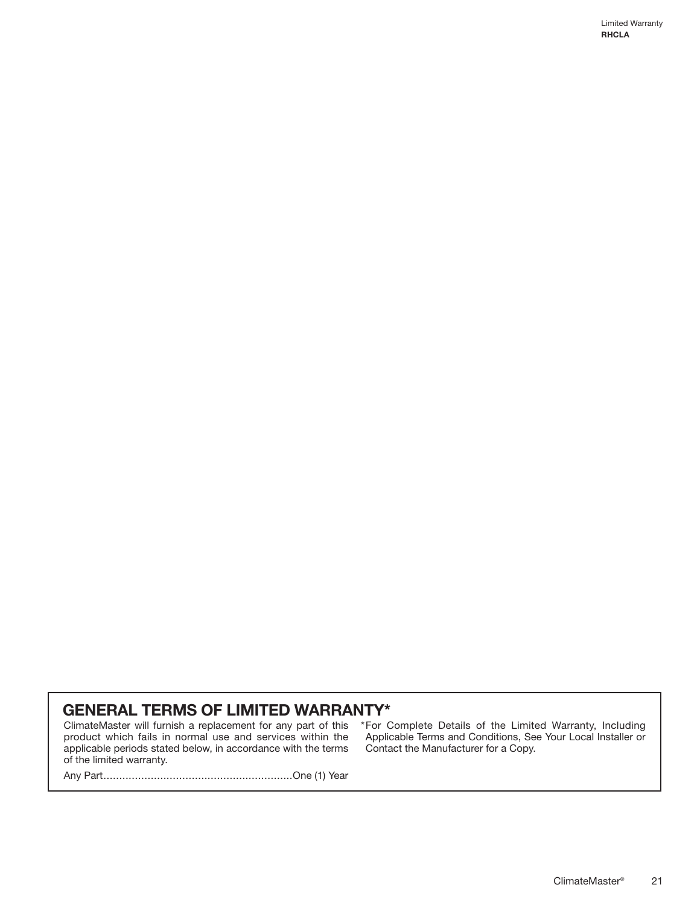## GENERAL TERMS OF LIMITED WARRANTY*

ClimateMaster will furnish a replacement for any part of this product which fails in normal use and services within the applicable periods stated below, in accordance with the terms of the limited warranty.

Any Part.........................................................One (1) Year

*For Complete Details of the Limited Warranty, Including Applicable Terms and Conditions, See Your Local Installer or Contact the Manufacturer for a Copy.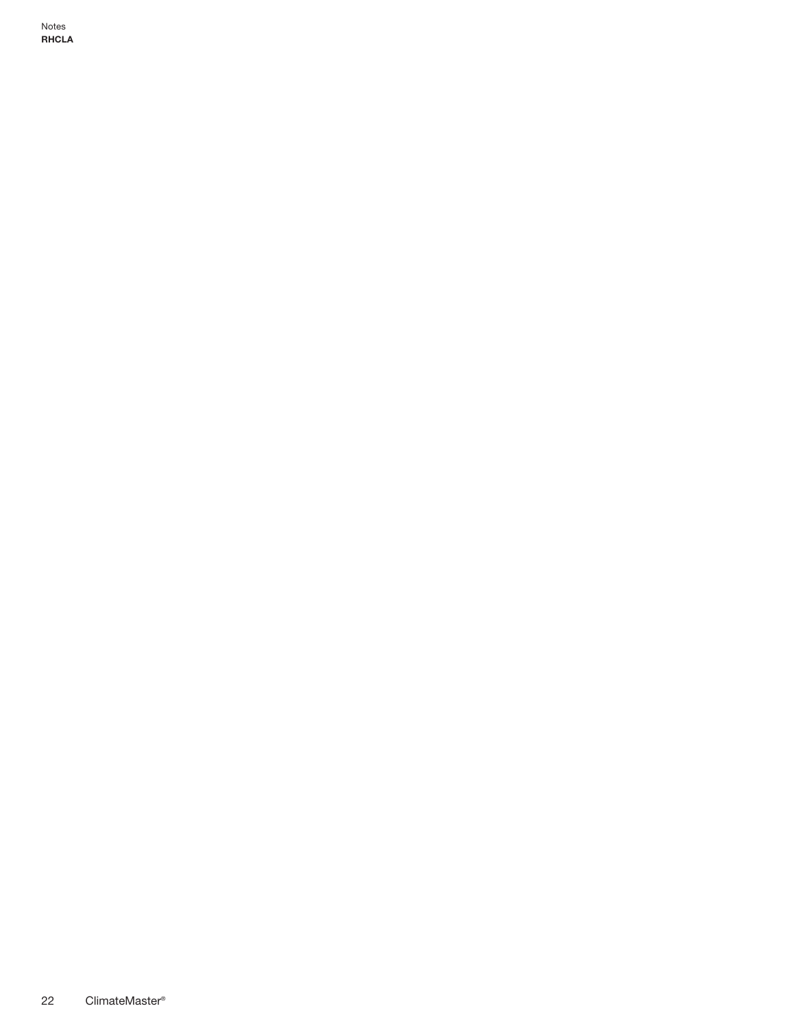Notes

**RHCLA**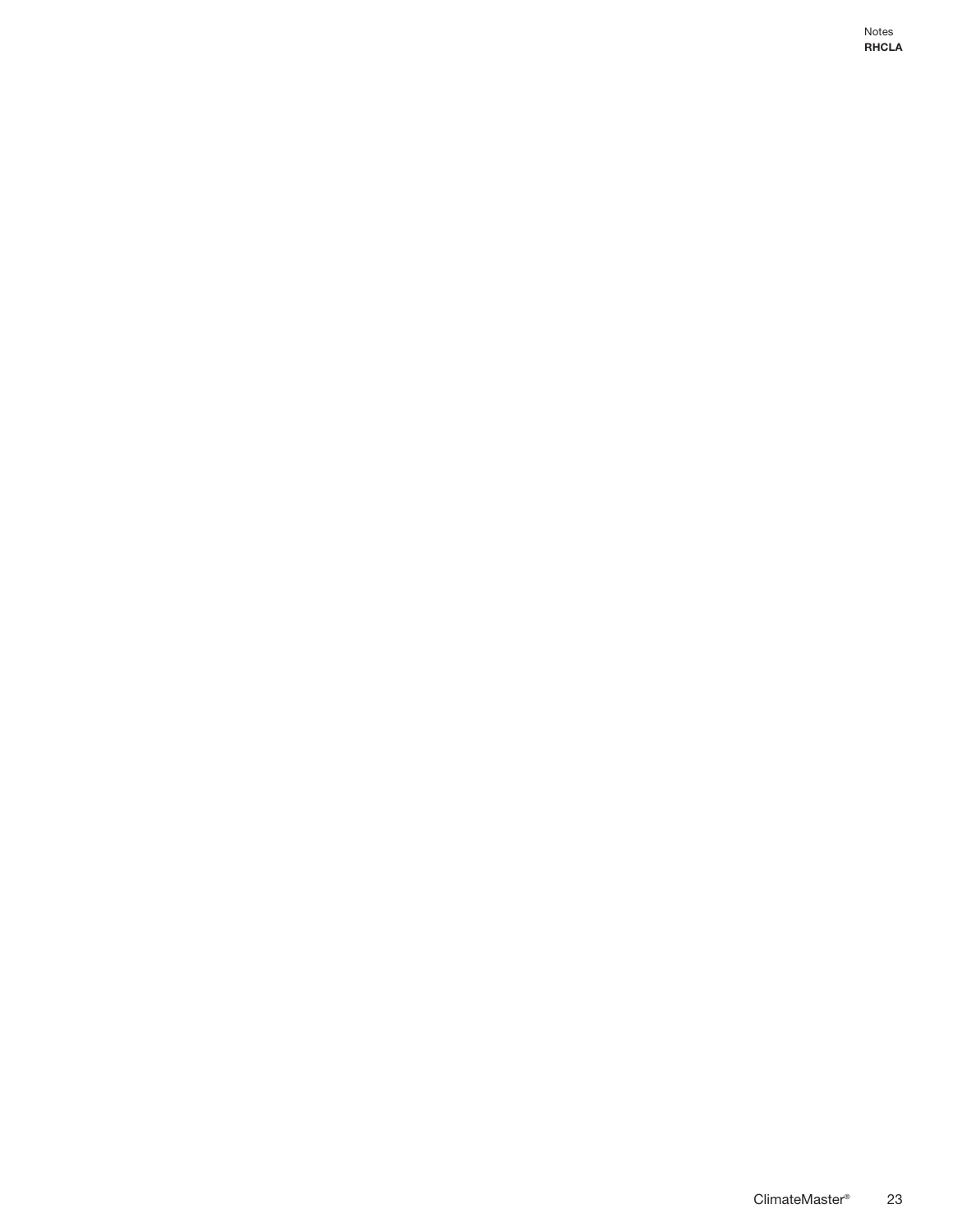Notes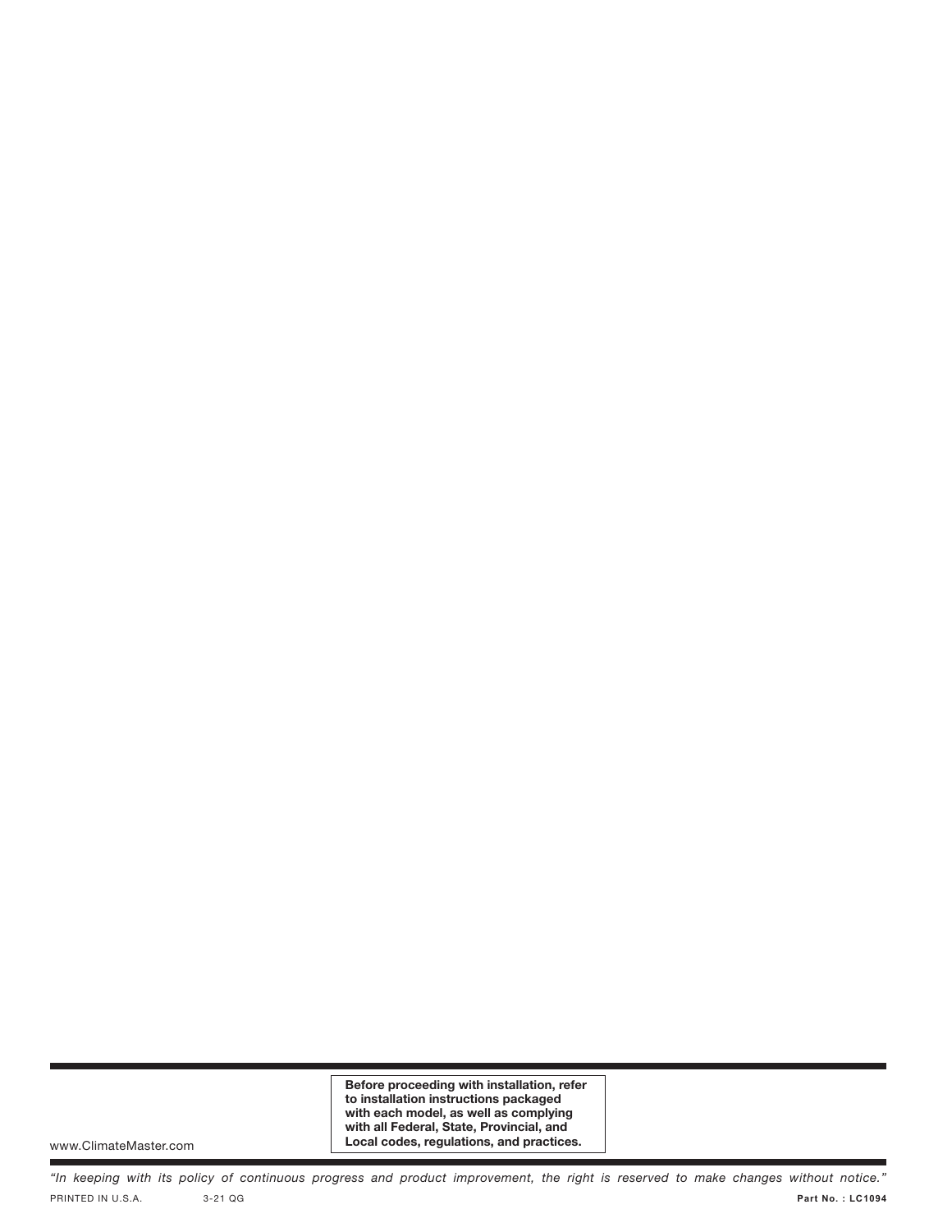www.ClimateMaster.com

**Before proceeding with installation, refer to installation instructions packaged with each model, as well as complying with all Federal, State, Provincial, and Local codes, regulations, and practices.**

*"In keeping with its policy of continuous progress and product improvement, the right is reserved to make changes without notice."*

PRINTED IN U.S.A. 3-21 QG **Part No. : LC1094**